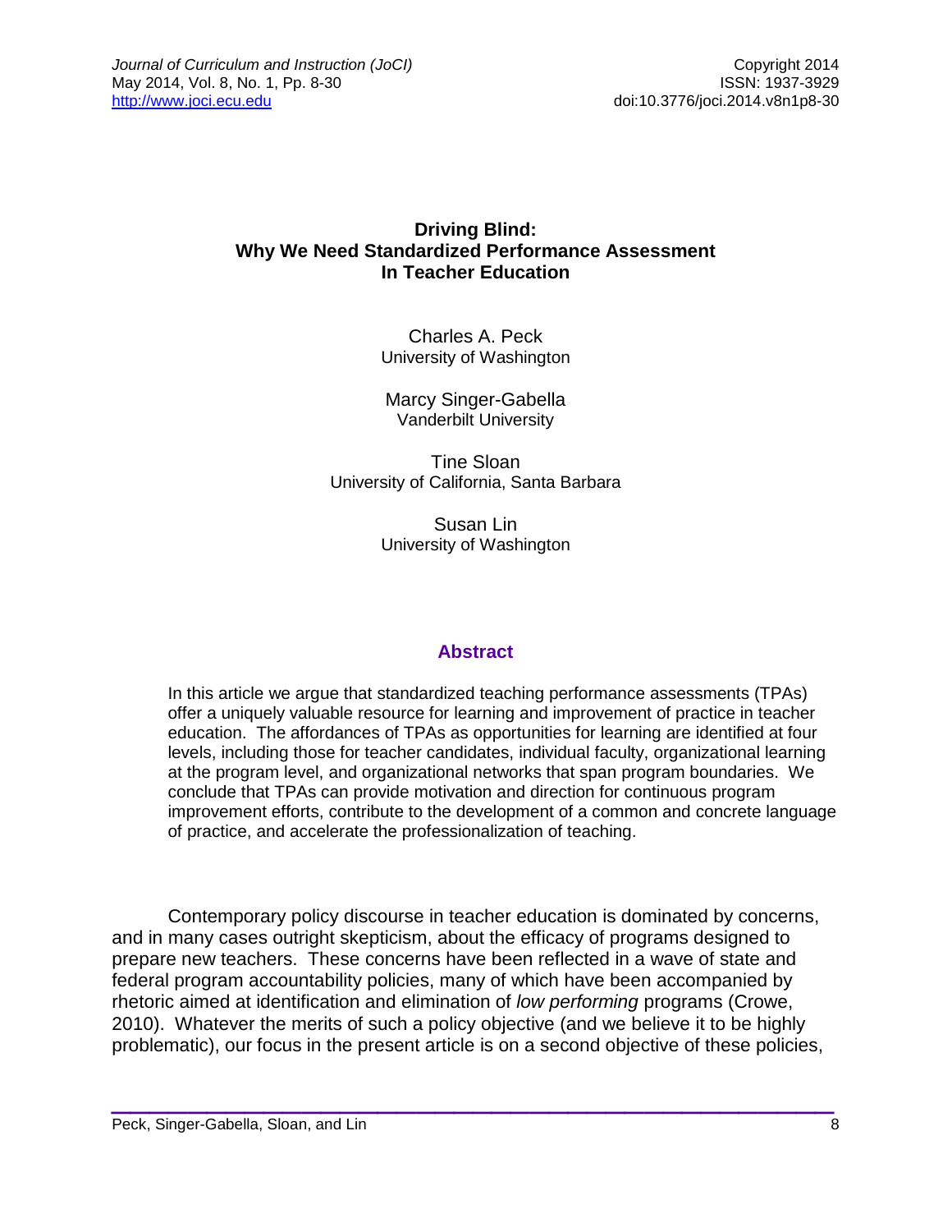# Driving Blind: Why We Need Standardized Performance Assessment In Teacher Education

Charles A. Peck
University of Washington

Marcy Singer-Gabella
Vanderbilt University

Tine Sloan
University of California, Santa Barbara

Susan Lin
University of Washington

## Abstract

In this article we argue that standardized teaching performance assessments (TPAs) offer a uniquely valuable resource for learning and improvement of practice in teacher education. The affordances of TPAs as opportunities for learning are identified at four levels, including those for teacher candidates, individual faculty, organizational learning at the program level, and organizational networks that span program boundaries. We conclude that TPAs can provide motivation and direction for continuous program improvement efforts, contribute to the development of a common and concrete language of practice, and accelerate the professionalization of teaching.

Contemporary policy discourse in teacher education is dominated by concerns, and in many cases outright skepticism, about the efficacy of programs designed to prepare new teachers. These concerns have been reflected in a wave of state and federal program accountability policies, many of which have been accompanied by rhetoric aimed at identification and elimination of *low performing* programs (Crowe, 2010). Whatever the merits of such a policy objective (and we believe it to be highly problematic), our focus in the present article is on a second objective of these policies,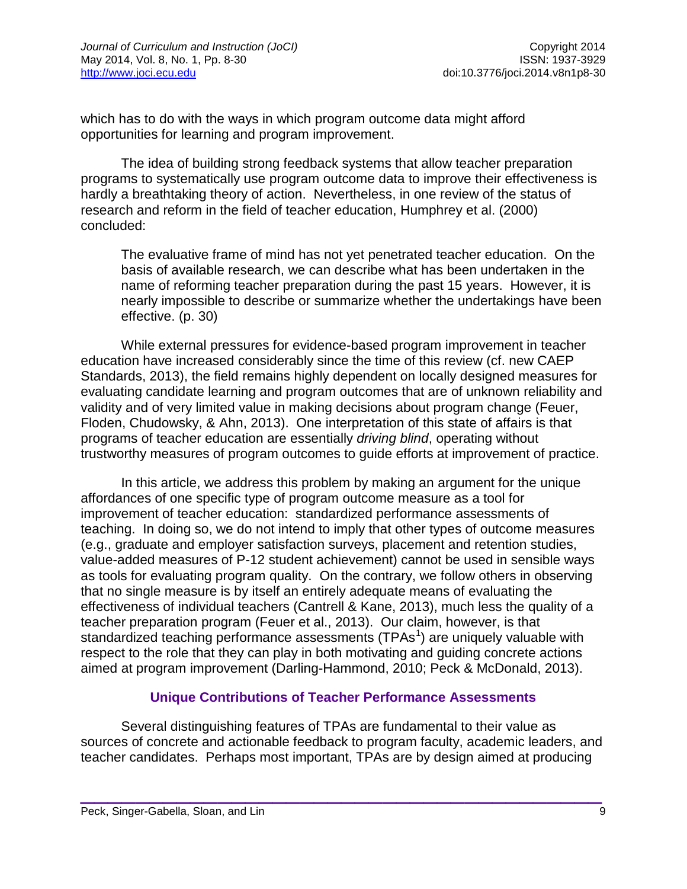which has to do with the ways in which program outcome data might afford opportunities for learning and program improvement.

The idea of building strong feedback systems that allow teacher preparation programs to systematically use program outcome data to improve their effectiveness is hardly a breathtaking theory of action. Nevertheless, in one review of the status of research and reform in the field of teacher education, Humphrey et al. (2000) concluded:

> The evaluative frame of mind has not yet penetrated teacher education. On the basis of available research, we can describe what has been undertaken in the name of reforming teacher preparation during the past 15 years. However, it is nearly impossible to describe or summarize whether the undertakings have been effective. (p. 30)

While external pressures for evidence-based program improvement in teacher education have increased considerably since the time of this review (cf. new CAEP Standards, 2013), the field remains highly dependent on locally designed measures for evaluating candidate learning and program outcomes that are of unknown reliability and validity and of very limited value in making decisions about program change (Feuer, Floden, Chudowsky, & Ahn, 2013). One interpretation of this state of affairs is that programs of teacher education are essentially *driving blind*, operating without trustworthy measures of program outcomes to guide efforts at improvement of practice.

In this article, we address this problem by making an argument for the unique affordances of one specific type of program outcome measure as a tool for improvement of teacher education: standardized performance assessments of teaching. In doing so, we do not intend to imply that other types of outcome measures (e.g., graduate and employer satisfaction surveys, placement and retention studies, value-added measures of P-12 student achievement) cannot be used in sensible ways as tools for evaluating program quality. On the contrary, we follow others in observing that no single measure is by itself an entirely adequate means of evaluating the effectiveness of individual teachers (Cantrell & Kane, 2013), much less the quality of a teacher preparation program (Feuer et al., 2013). Our claim, however, is that standardized teaching performance assessments (TPAs[1]) are uniquely valuable with respect to the role that they can play in both motivating and guiding concrete actions aimed at program improvement (Darling-Hammond, 2010; Peck & McDonald, 2013).

## Unique Contributions of Teacher Performance Assessments

Several distinguishing features of TPAs are fundamental to their value as sources of concrete and actionable feedback to program faculty, academic leaders, and teacher candidates. Perhaps most important, TPAs are by design aimed at producing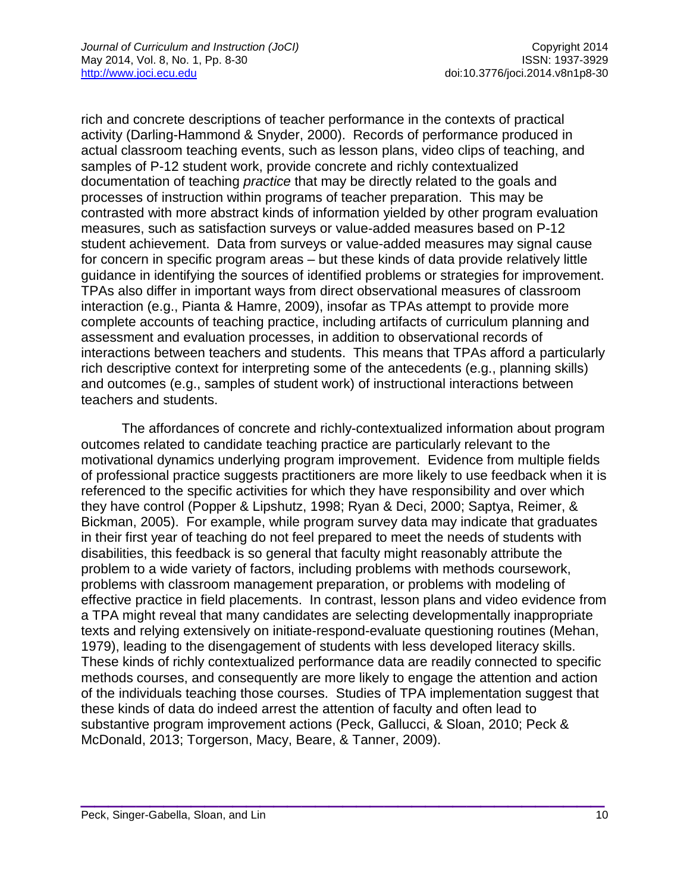rich and concrete descriptions of teacher performance in the contexts of practical activity (Darling-Hammond & Snyder, 2000). Records of performance produced in actual classroom teaching events, such as lesson plans, video clips of teaching, and samples of P-12 student work, provide concrete and richly contextualized documentation of teaching *practice* that may be directly related to the goals and processes of instruction within programs of teacher preparation. This may be contrasted with more abstract kinds of information yielded by other program evaluation measures, such as satisfaction surveys or value-added measures based on P-12 student achievement. Data from surveys or value-added measures may signal cause for concern in specific program areas – but these kinds of data provide relatively little guidance in identifying the sources of identified problems or strategies for improvement. TPAs also differ in important ways from direct observational measures of classroom interaction (e.g., Pianta & Hamre, 2009), insofar as TPAs attempt to provide more complete accounts of teaching practice, including artifacts of curriculum planning and assessment and evaluation processes, in addition to observational records of interactions between teachers and students. This means that TPAs afford a particularly rich descriptive context for interpreting some of the antecedents (e.g., planning skills) and outcomes (e.g., samples of student work) of instructional interactions between teachers and students.

The affordances of concrete and richly-contextualized information about program outcomes related to candidate teaching practice are particularly relevant to the motivational dynamics underlying program improvement. Evidence from multiple fields of professional practice suggests practitioners are more likely to use feedback when it is referenced to the specific activities for which they have responsibility and over which they have control (Popper & Lipshutz, 1998; Ryan & Deci, 2000; Saptya, Reimer, & Bickman, 2005). For example, while program survey data may indicate that graduates in their first year of teaching do not feel prepared to meet the needs of students with disabilities, this feedback is so general that faculty might reasonably attribute the problem to a wide variety of factors, including problems with methods coursework, problems with classroom management preparation, or problems with modeling of effective practice in field placements. In contrast, lesson plans and video evidence from a TPA might reveal that many candidates are selecting developmentally inappropriate texts and relying extensively on initiate-respond-evaluate questioning routines (Mehan, 1979), leading to the disengagement of students with less developed literacy skills. These kinds of richly contextualized performance data are readily connected to specific methods courses, and consequently are more likely to engage the attention and action of the individuals teaching those courses. Studies of TPA implementation suggest that these kinds of data do indeed arrest the attention of faculty and often lead to substantive program improvement actions (Peck, Gallucci, & Sloan, 2010; Peck & McDonald, 2013; Torgerson, Macy, Beare, & Tanner, 2009).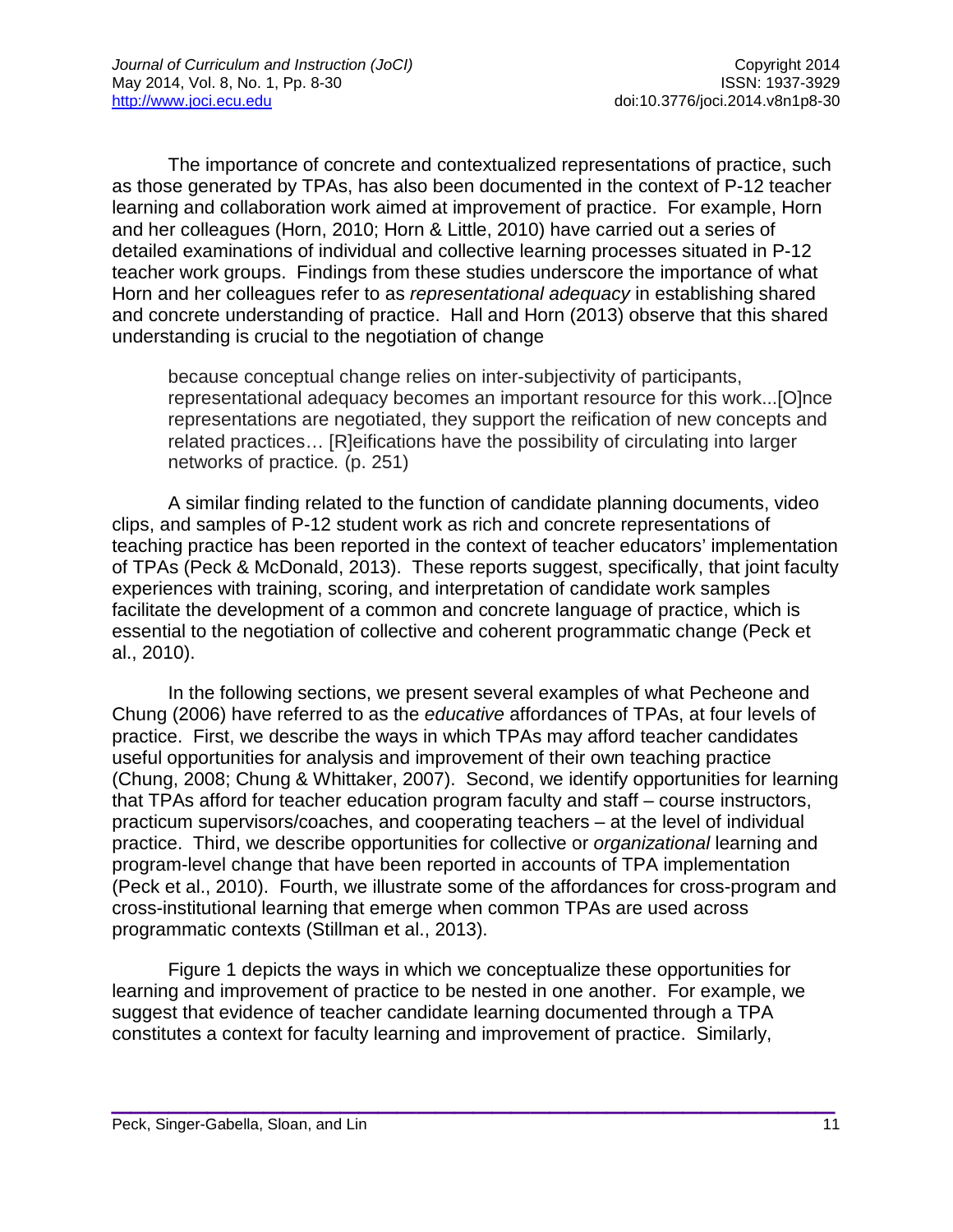The importance of concrete and contextualized representations of practice, such as those generated by TPAs, has also been documented in the context of P-12 teacher learning and collaboration work aimed at improvement of practice. For example, Horn and her colleagues (Horn, 2010; Horn & Little, 2010) have carried out a series of detailed examinations of individual and collective learning processes situated in P-12 teacher work groups. Findings from these studies underscore the importance of what Horn and her colleagues refer to as *representational adequacy* in establishing shared and concrete understanding of practice. Hall and Horn (2013) observe that this shared understanding is crucial to the negotiation of change

> because conceptual change relies on inter-subjectivity of participants, representational adequacy becomes an important resource for this work...[O]nce representations are negotiated, they support the reification of new concepts and related practices… [R]eifications have the possibility of circulating into larger networks of practice. (p. 251)

A similar finding related to the function of candidate planning documents, video clips, and samples of P-12 student work as rich and concrete representations of teaching practice has been reported in the context of teacher educators' implementation of TPAs (Peck & McDonald, 2013). These reports suggest, specifically, that joint faculty experiences with training, scoring, and interpretation of candidate work samples facilitate the development of a common and concrete language of practice, which is essential to the negotiation of collective and coherent programmatic change (Peck et al., 2010).

In the following sections, we present several examples of what Pecheone and Chung (2006) have referred to as the *educative* affordances of TPAs, at four levels of practice. First, we describe the ways in which TPAs may afford teacher candidates useful opportunities for analysis and improvement of their own teaching practice (Chung, 2008; Chung & Whittaker, 2007). Second, we identify opportunities for learning that TPAs afford for teacher education program faculty and staff – course instructors, practicum supervisors/coaches, and cooperating teachers – at the level of individual practice. Third, we describe opportunities for collective or *organizational* learning and program-level change that have been reported in accounts of TPA implementation (Peck et al., 2010). Fourth, we illustrate some of the affordances for cross-program and cross-institutional learning that emerge when common TPAs are used across programmatic contexts (Stillman et al., 2013).

Figure 1 depicts the ways in which we conceptualize these opportunities for learning and improvement of practice to be nested in one another. For example, we suggest that evidence of teacher candidate learning documented through a TPA constitutes a context for faculty learning and improvement of practice. Similarly,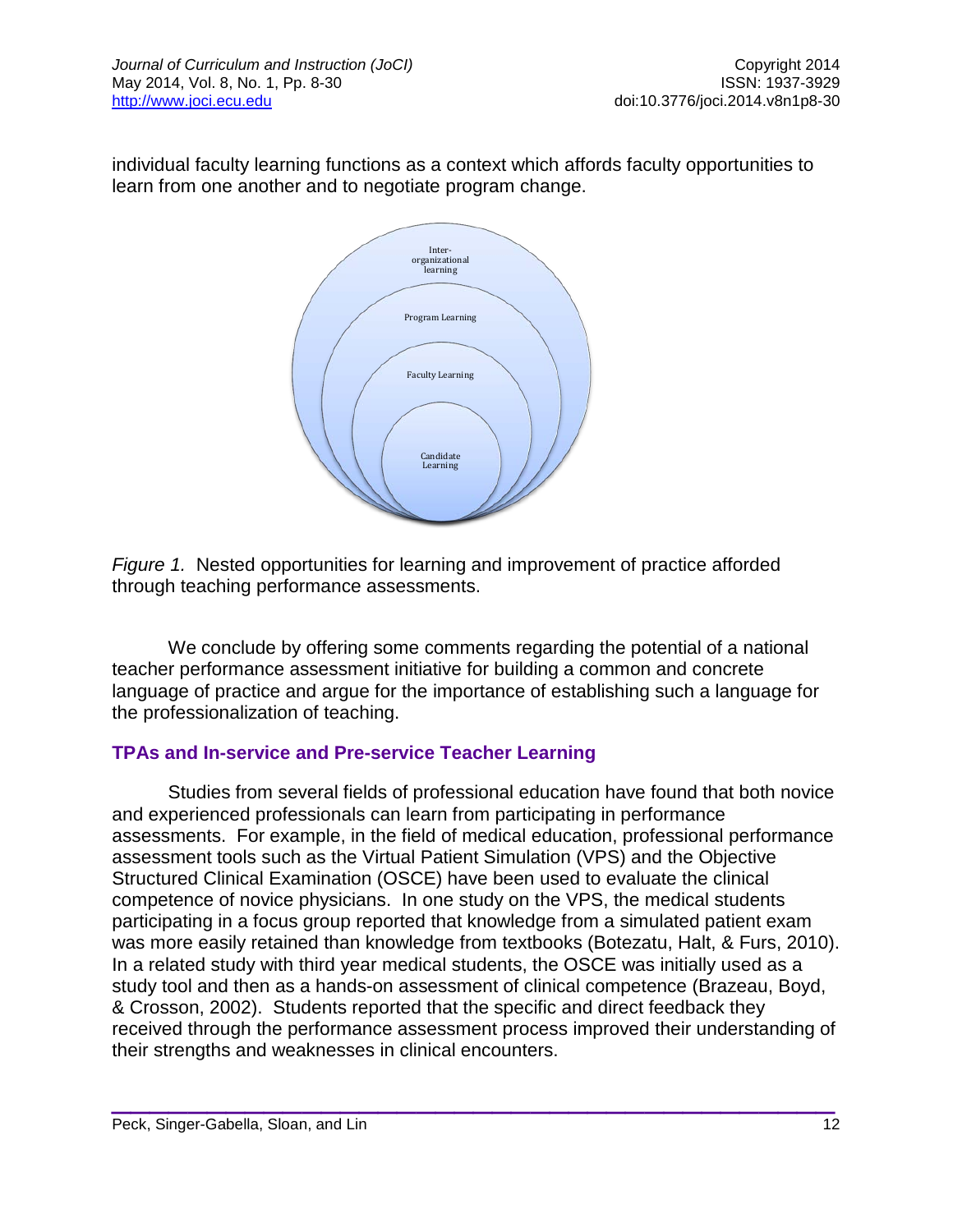individual faculty learning functions as a context which affords faculty opportunities to learn from one another and to negotiate program change.

*Figure 1.* Nested opportunities for learning and improvement of practice afforded through teaching performance assessments.

We conclude by offering some comments regarding the potential of a national teacher performance assessment initiative for building a common and concrete language of practice and argue for the importance of establishing such a language for the professionalization of teaching.

## TPAs and In-service and Pre-service Teacher Learning

Studies from several fields of professional education have found that both novice and experienced professionals can learn from participating in performance assessments. For example, in the field of medical education, professional performance assessment tools such as the Virtual Patient Simulation (VPS) and the Objective Structured Clinical Examination (OSCE) have been used to evaluate the clinical competence of novice physicians. In one study on the VPS, the medical students participating in a focus group reported that knowledge from a simulated patient exam was more easily retained than knowledge from textbooks (Botezatu, Halt, & Furs, 2010). In a related study with third year medical students, the OSCE was initially used as a study tool and then as a hands-on assessment of clinical competence (Brazeau, Boyd, & Crosson, 2002). Students reported that the specific and direct feedback they received through the performance assessment process improved their understanding of their strengths and weaknesses in clinical encounters.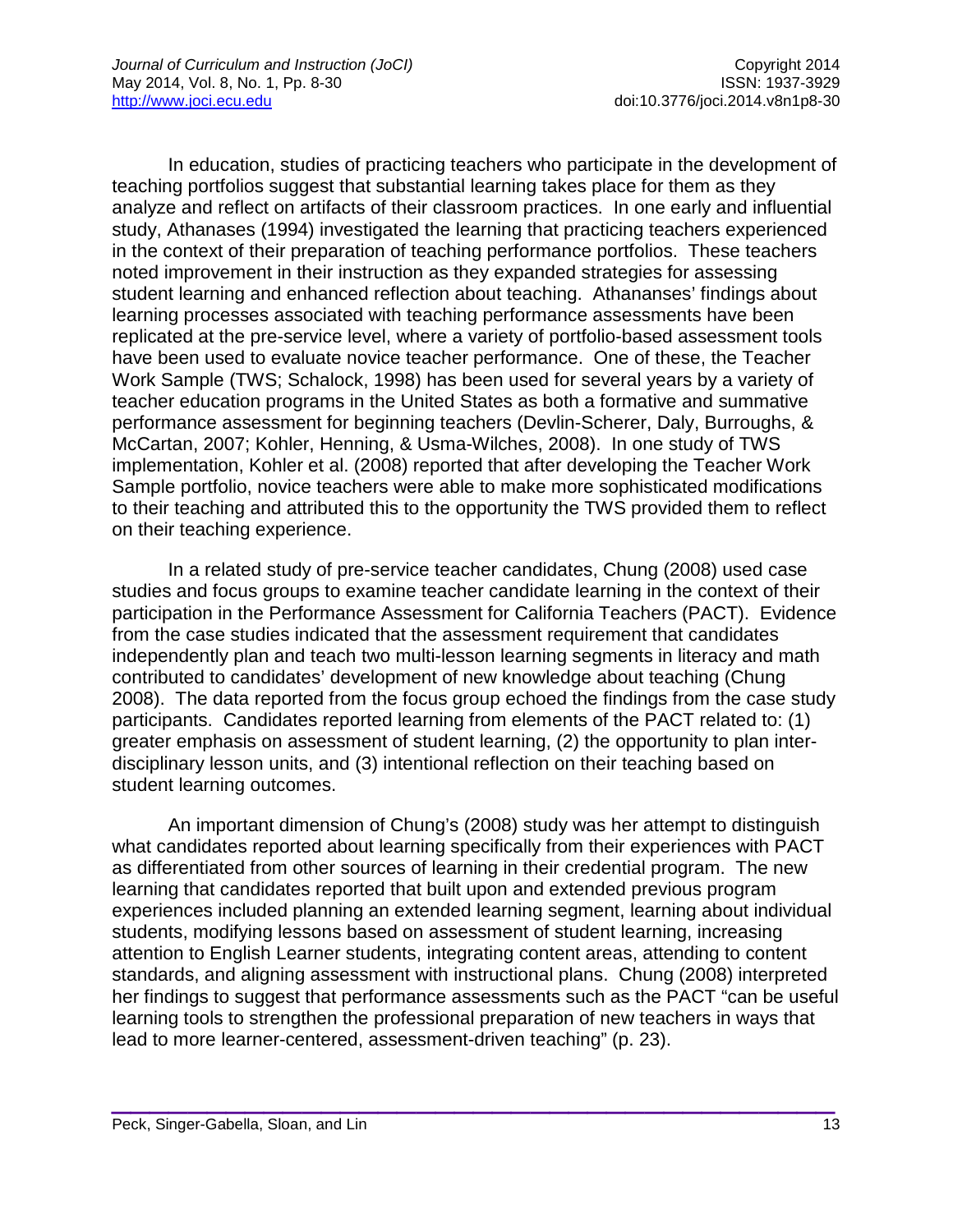In education, studies of practicing teachers who participate in the development of teaching portfolios suggest that substantial learning takes place for them as they analyze and reflect on artifacts of their classroom practices. In one early and influential study, Athanases (1994) investigated the learning that practicing teachers experienced in the context of their preparation of teaching performance portfolios. These teachers noted improvement in their instruction as they expanded strategies for assessing student learning and enhanced reflection about teaching. Athananses' findings about learning processes associated with teaching performance assessments have been replicated at the pre-service level, where a variety of portfolio-based assessment tools have been used to evaluate novice teacher performance. One of these, the Teacher Work Sample (TWS; Schalock, 1998) has been used for several years by a variety of teacher education programs in the United States as both a formative and summative performance assessment for beginning teachers (Devlin-Scherer, Daly, Burroughs, & McCartan, 2007; Kohler, Henning, & Usma-Wilches, 2008). In one study of TWS implementation, Kohler et al. (2008) reported that after developing the Teacher Work Sample portfolio, novice teachers were able to make more sophisticated modifications to their teaching and attributed this to the opportunity the TWS provided them to reflect on their teaching experience.

In a related study of pre-service teacher candidates, Chung (2008) used case studies and focus groups to examine teacher candidate learning in the context of their participation in the Performance Assessment for California Teachers (PACT). Evidence from the case studies indicated that the assessment requirement that candidates independently plan and teach two multi-lesson learning segments in literacy and math contributed to candidates' development of new knowledge about teaching (Chung 2008). The data reported from the focus group echoed the findings from the case study participants. Candidates reported learning from elements of the PACT related to: (1) greater emphasis on assessment of student learning, (2) the opportunity to plan inter-disciplinary lesson units, and (3) intentional reflection on their teaching based on student learning outcomes.

An important dimension of Chung's (2008) study was her attempt to distinguish what candidates reported about learning specifically from their experiences with PACT as differentiated from other sources of learning in their credential program. The new learning that candidates reported that built upon and extended previous program experiences included planning an extended learning segment, learning about individual students, modifying lessons based on assessment of student learning, increasing attention to English Learner students, integrating content areas, attending to content standards, and aligning assessment with instructional plans. Chung (2008) interpreted her findings to suggest that performance assessments such as the PACT "can be useful learning tools to strengthen the professional preparation of new teachers in ways that lead to more learner-centered, assessment-driven teaching" (p. 23).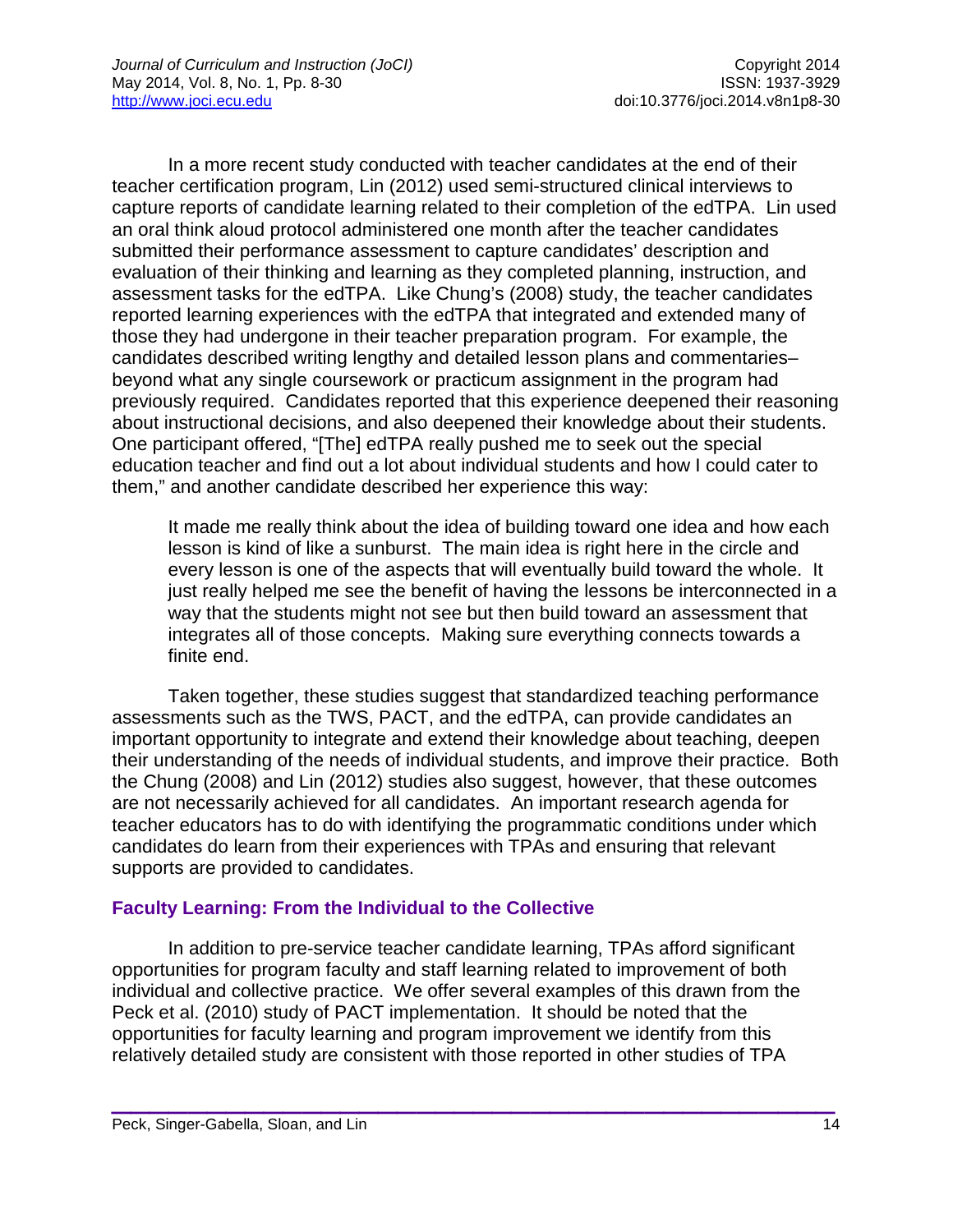In a more recent study conducted with teacher candidates at the end of their teacher certification program, Lin (2012) used semi-structured clinical interviews to capture reports of candidate learning related to their completion of the edTPA. Lin used an oral think aloud protocol administered one month after the teacher candidates submitted their performance assessment to capture candidates' description and evaluation of their thinking and learning as they completed planning, instruction, and assessment tasks for the edTPA. Like Chung's (2008) study, the teacher candidates reported learning experiences with the edTPA that integrated and extended many of those they had undergone in their teacher preparation program. For example, the candidates described writing lengthy and detailed lesson plans and commentaries–beyond what any single coursework or practicum assignment in the program had previously required. Candidates reported that this experience deepened their reasoning about instructional decisions, and also deepened their knowledge about their students. One participant offered, "[The] edTPA really pushed me to seek out the special education teacher and find out a lot about individual students and how I could cater to them," and another candidate described her experience this way:

> It made me really think about the idea of building toward one idea and how each lesson is kind of like a sunburst. The main idea is right here in the circle and every lesson is one of the aspects that will eventually build toward the whole. It just really helped me see the benefit of having the lessons be interconnected in a way that the students might not see but then build toward an assessment that integrates all of those concepts. Making sure everything connects towards a finite end.

Taken together, these studies suggest that standardized teaching performance assessments such as the TWS, PACT, and the edTPA, can provide candidates an important opportunity to integrate and extend their knowledge about teaching, deepen their understanding of the needs of individual students, and improve their practice. Both the Chung (2008) and Lin (2012) studies also suggest, however, that these outcomes are not necessarily achieved for all candidates. An important research agenda for teacher educators has to do with identifying the programmatic conditions under which candidates do learn from their experiences with TPAs and ensuring that relevant supports are provided to candidates.

## Faculty Learning: From the Individual to the Collective

In addition to pre-service teacher candidate learning, TPAs afford significant opportunities for program faculty and staff learning related to improvement of both individual and collective practice. We offer several examples of this drawn from the Peck et al. (2010) study of PACT implementation. It should be noted that the opportunities for faculty learning and program improvement we identify from this relatively detailed study are consistent with those reported in other studies of TPA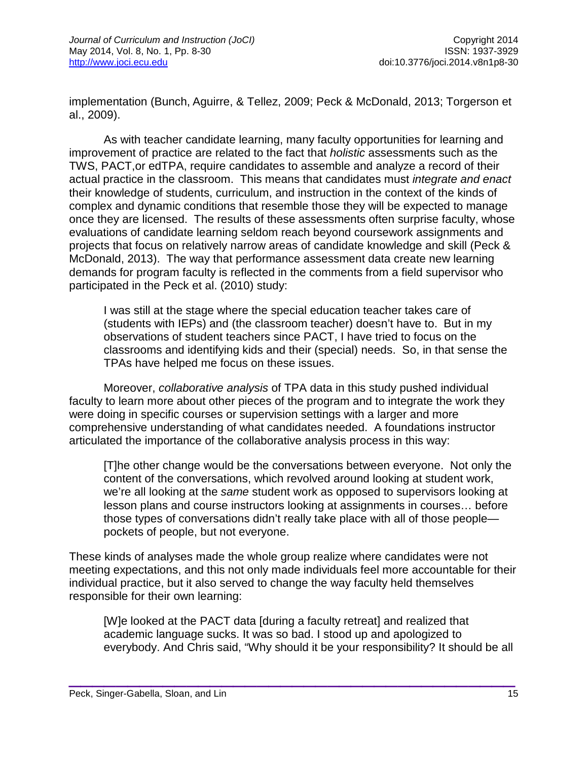implementation (Bunch, Aguirre, & Tellez, 2009; Peck & McDonald, 2013; Torgerson et al., 2009).

As with teacher candidate learning, many faculty opportunities for learning and improvement of practice are related to the fact that *holistic* assessments such as the TWS, PACT,or edTPA, require candidates to assemble and analyze a record of their actual practice in the classroom. This means that candidates must *integrate and enact* their knowledge of students, curriculum, and instruction in the context of the kinds of complex and dynamic conditions that resemble those they will be expected to manage once they are licensed. The results of these assessments often surprise faculty, whose evaluations of candidate learning seldom reach beyond coursework assignments and projects that focus on relatively narrow areas of candidate knowledge and skill (Peck & McDonald, 2013). The way that performance assessment data create new learning demands for program faculty is reflected in the comments from a field supervisor who participated in the Peck et al. (2010) study:

> I was still at the stage where the special education teacher takes care of (students with IEPs) and (the classroom teacher) doesn't have to. But in my observations of student teachers since PACT, I have tried to focus on the classrooms and identifying kids and their (special) needs. So, in that sense the TPAs have helped me focus on these issues.

Moreover, *collaborative analysis* of TPA data in this study pushed individual faculty to learn more about other pieces of the program and to integrate the work they were doing in specific courses or supervision settings with a larger and more comprehensive understanding of what candidates needed. A foundations instructor articulated the importance of the collaborative analysis process in this way:

> [T]he other change would be the conversations between everyone. Not only the content of the conversations, which revolved around looking at student work, we're all looking at the *same* student work as opposed to supervisors looking at lesson plans and course instructors looking at assignments in courses… before those types of conversations didn't really take place with all of those people—pockets of people, but not everyone.

These kinds of analyses made the whole group realize where candidates were not meeting expectations, and this not only made individuals feel more accountable for their individual practice, but it also served to change the way faculty held themselves responsible for their own learning:

> [W]e looked at the PACT data [during a faculty retreat] and realized that academic language sucks. It was so bad. I stood up and apologized to everybody. And Chris said, "Why should it be your responsibility? It should be all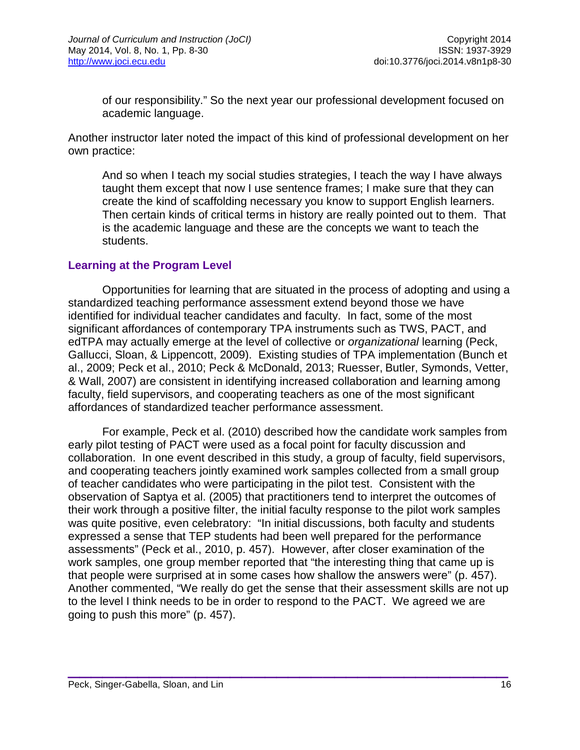> of our responsibility." So the next year our professional development focused on academic language.

Another instructor later noted the impact of this kind of professional development on her own practice:

> And so when I teach my social studies strategies, I teach the way I have always taught them except that now I use sentence frames; I make sure that they can create the kind of scaffolding necessary you know to support English learners. Then certain kinds of critical terms in history are really pointed out to them. That is the academic language and these are the concepts we want to teach the students.

### Learning at the Program Level

Opportunities for learning that are situated in the process of adopting and using a standardized teaching performance assessment extend beyond those we have identified for individual teacher candidates and faculty. In fact, some of the most significant affordances of contemporary TPA instruments such as TWS, PACT, and edTPA may actually emerge at the level of collective or *organizational* learning (Peck, Gallucci, Sloan, & Lippencott, 2009). Existing studies of TPA implementation (Bunch et al., 2009; Peck et al., 2010; Peck & McDonald, 2013; Ruesser, Butler, Symonds, Vetter, & Wall, 2007) are consistent in identifying increased collaboration and learning among faculty, field supervisors, and cooperating teachers as one of the most significant affordances of standardized teacher performance assessment.

For example, Peck et al. (2010) described how the candidate work samples from early pilot testing of PACT were used as a focal point for faculty discussion and collaboration. In one event described in this study, a group of faculty, field supervisors, and cooperating teachers jointly examined work samples collected from a small group of teacher candidates who were participating in the pilot test. Consistent with the observation of Saptya et al. (2005) that practitioners tend to interpret the outcomes of their work through a positive filter, the initial faculty response to the pilot work samples was quite positive, even celebratory: "In initial discussions, both faculty and students expressed a sense that TEP students had been well prepared for the performance assessments" (Peck et al., 2010, p. 457). However, after closer examination of the work samples, one group member reported that "the interesting thing that came up is that people were surprised at in some cases how shallow the answers were" (p. 457). Another commented, "We really do get the sense that their assessment skills are not up to the level I think needs to be in order to respond to the PACT. We agreed we are going to push this more" (p. 457).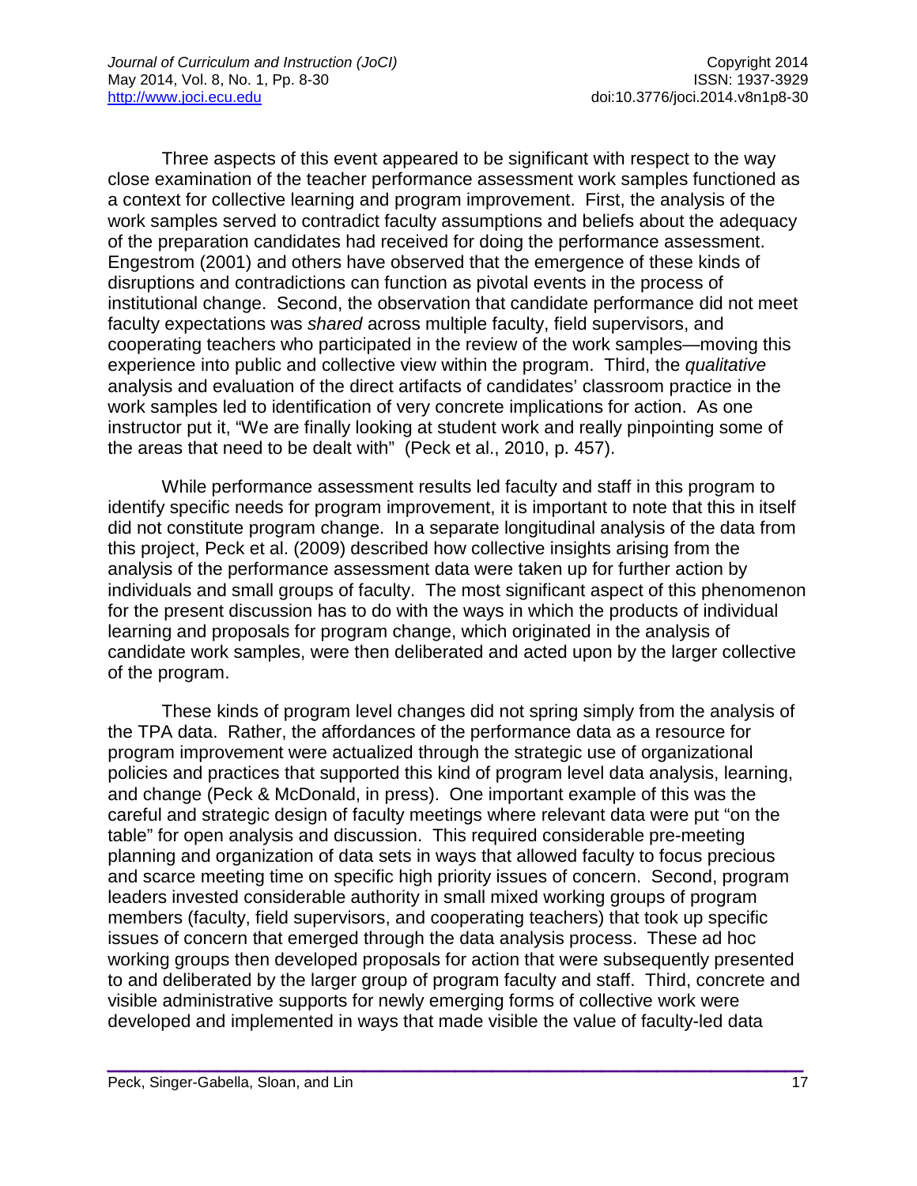Three aspects of this event appeared to be significant with respect to the way close examination of the teacher performance assessment work samples functioned as a context for collective learning and program improvement. First, the analysis of the work samples served to contradict faculty assumptions and beliefs about the adequacy of the preparation candidates had received for doing the performance assessment. Engestrom (2001) and others have observed that the emergence of these kinds of disruptions and contradictions can function as pivotal events in the process of institutional change. Second, the observation that candidate performance did not meet faculty expectations was *shared* across multiple faculty, field supervisors, and cooperating teachers who participated in the review of the work samples—moving this experience into public and collective view within the program. Third, the *qualitative* analysis and evaluation of the direct artifacts of candidates' classroom practice in the work samples led to identification of very concrete implications for action. As one instructor put it, "We are finally looking at student work and really pinpointing some of the areas that need to be dealt with" (Peck et al., 2010, p. 457).

While performance assessment results led faculty and staff in this program to identify specific needs for program improvement, it is important to note that this in itself did not constitute program change. In a separate longitudinal analysis of the data from this project, Peck et al. (2009) described how collective insights arising from the analysis of the performance assessment data were taken up for further action by individuals and small groups of faculty. The most significant aspect of this phenomenon for the present discussion has to do with the ways in which the products of individual learning and proposals for program change, which originated in the analysis of candidate work samples, were then deliberated and acted upon by the larger collective of the program.

These kinds of program level changes did not spring simply from the analysis of the TPA data. Rather, the affordances of the performance data as a resource for program improvement were actualized through the strategic use of organizational policies and practices that supported this kind of program level data analysis, learning, and change (Peck & McDonald, in press). One important example of this was the careful and strategic design of faculty meetings where relevant data were put "on the table" for open analysis and discussion. This required considerable pre-meeting planning and organization of data sets in ways that allowed faculty to focus precious and scarce meeting time on specific high priority issues of concern. Second, program leaders invested considerable authority in small mixed working groups of program members (faculty, field supervisors, and cooperating teachers) that took up specific issues of concern that emerged through the data analysis process. These ad hoc working groups then developed proposals for action that were subsequently presented to and deliberated by the larger group of program faculty and staff. Third, concrete and visible administrative supports for newly emerging forms of collective work were developed and implemented in ways that made visible the value of faculty-led data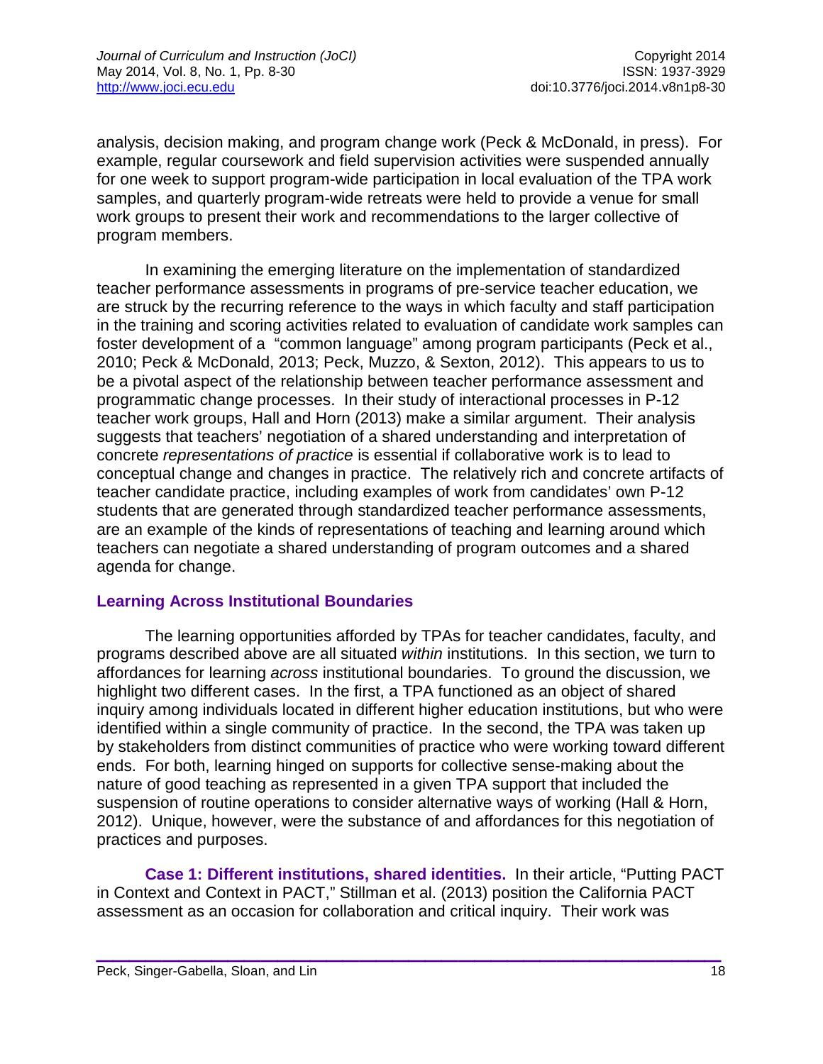analysis, decision making, and program change work (Peck & McDonald, in press). For example, regular coursework and field supervision activities were suspended annually for one week to support program-wide participation in local evaluation of the TPA work samples, and quarterly program-wide retreats were held to provide a venue for small work groups to present their work and recommendations to the larger collective of program members.

In examining the emerging literature on the implementation of standardized teacher performance assessments in programs of pre-service teacher education, we are struck by the recurring reference to the ways in which faculty and staff participation in the training and scoring activities related to evaluation of candidate work samples can foster development of a "common language" among program participants (Peck et al., 2010; Peck & McDonald, 2013; Peck, Muzzo, & Sexton, 2012). This appears to us to be a pivotal aspect of the relationship between teacher performance assessment and programmatic change processes. In their study of interactional processes in P-12 teacher work groups, Hall and Horn (2013) make a similar argument. Their analysis suggests that teachers' negotiation of a shared understanding and interpretation of concrete *representations of practice* is essential if collaborative work is to lead to conceptual change and changes in practice. The relatively rich and concrete artifacts of teacher candidate practice, including examples of work from candidates' own P-12 students that are generated through standardized teacher performance assessments, are an example of the kinds of representations of teaching and learning around which teachers can negotiate a shared understanding of program outcomes and a shared agenda for change.

## Learning Across Institutional Boundaries

The learning opportunities afforded by TPAs for teacher candidates, faculty, and programs described above are all situated *within* institutions. In this section, we turn to affordances for learning *across* institutional boundaries. To ground the discussion, we highlight two different cases. In the first, a TPA functioned as an object of shared inquiry among individuals located in different higher education institutions, but who were identified within a single community of practice. In the second, the TPA was taken up by stakeholders from distinct communities of practice who were working toward different ends. For both, learning hinged on supports for collective sense-making about the nature of good teaching as represented in a given TPA support that included the suspension of routine operations to consider alternative ways of working (Hall & Horn, 2012). Unique, however, were the substance of and affordances for this negotiation of practices and purposes.

**Case 1: Different institutions, shared identities.** In their article, "Putting PACT in Context and Context in PACT," Stillman et al. (2013) position the California PACT assessment as an occasion for collaboration and critical inquiry. Their work was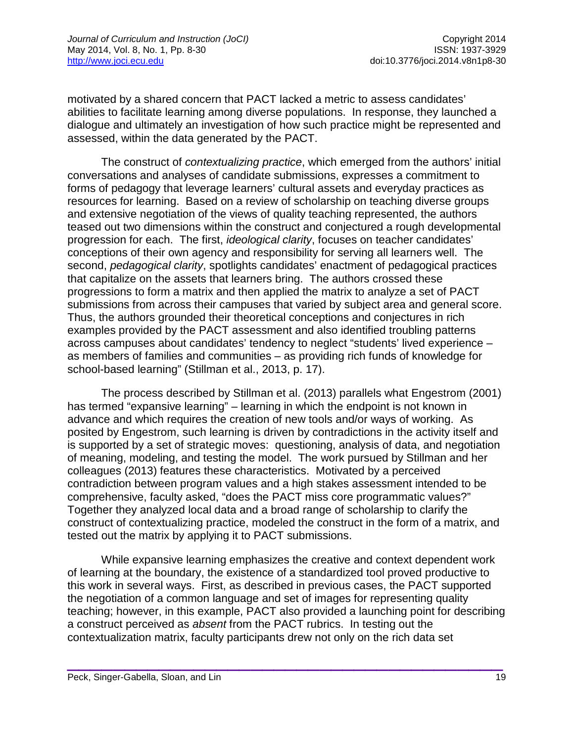motivated by a shared concern that PACT lacked a metric to assess candidates' abilities to facilitate learning among diverse populations. In response, they launched a dialogue and ultimately an investigation of how such practice might be represented and assessed, within the data generated by the PACT.

The construct of *contextualizing practice*, which emerged from the authors' initial conversations and analyses of candidate submissions, expresses a commitment to forms of pedagogy that leverage learners' cultural assets and everyday practices as resources for learning. Based on a review of scholarship on teaching diverse groups and extensive negotiation of the views of quality teaching represented, the authors teased out two dimensions within the construct and conjectured a rough developmental progression for each. The first, *ideological clarity*, focuses on teacher candidates' conceptions of their own agency and responsibility for serving all learners well. The second, *pedagogical clarity*, spotlights candidates' enactment of pedagogical practices that capitalize on the assets that learners bring. The authors crossed these progressions to form a matrix and then applied the matrix to analyze a set of PACT submissions from across their campuses that varied by subject area and general score. Thus, the authors grounded their theoretical conceptions and conjectures in rich examples provided by the PACT assessment and also identified troubling patterns across campuses about candidates' tendency to neglect "students' lived experience – as members of families and communities – as providing rich funds of knowledge for school-based learning" (Stillman et al., 2013, p. 17).

The process described by Stillman et al. (2013) parallels what Engestrom (2001) has termed "expansive learning" – learning in which the endpoint is not known in advance and which requires the creation of new tools and/or ways of working. As posited by Engestrom, such learning is driven by contradictions in the activity itself and is supported by a set of strategic moves: questioning, analysis of data, and negotiation of meaning, modeling, and testing the model. The work pursued by Stillman and her colleagues (2013) features these characteristics. Motivated by a perceived contradiction between program values and a high stakes assessment intended to be comprehensive, faculty asked, "does the PACT miss core programmatic values?" Together they analyzed local data and a broad range of scholarship to clarify the construct of contextualizing practice, modeled the construct in the form of a matrix, and tested out the matrix by applying it to PACT submissions.

While expansive learning emphasizes the creative and context dependent work of learning at the boundary, the existence of a standardized tool proved productive to this work in several ways. First, as described in previous cases, the PACT supported the negotiation of a common language and set of images for representing quality teaching; however, in this example, PACT also provided a launching point for describing a construct perceived as *absent* from the PACT rubrics. In testing out the contextualization matrix, faculty participants drew not only on the rich data set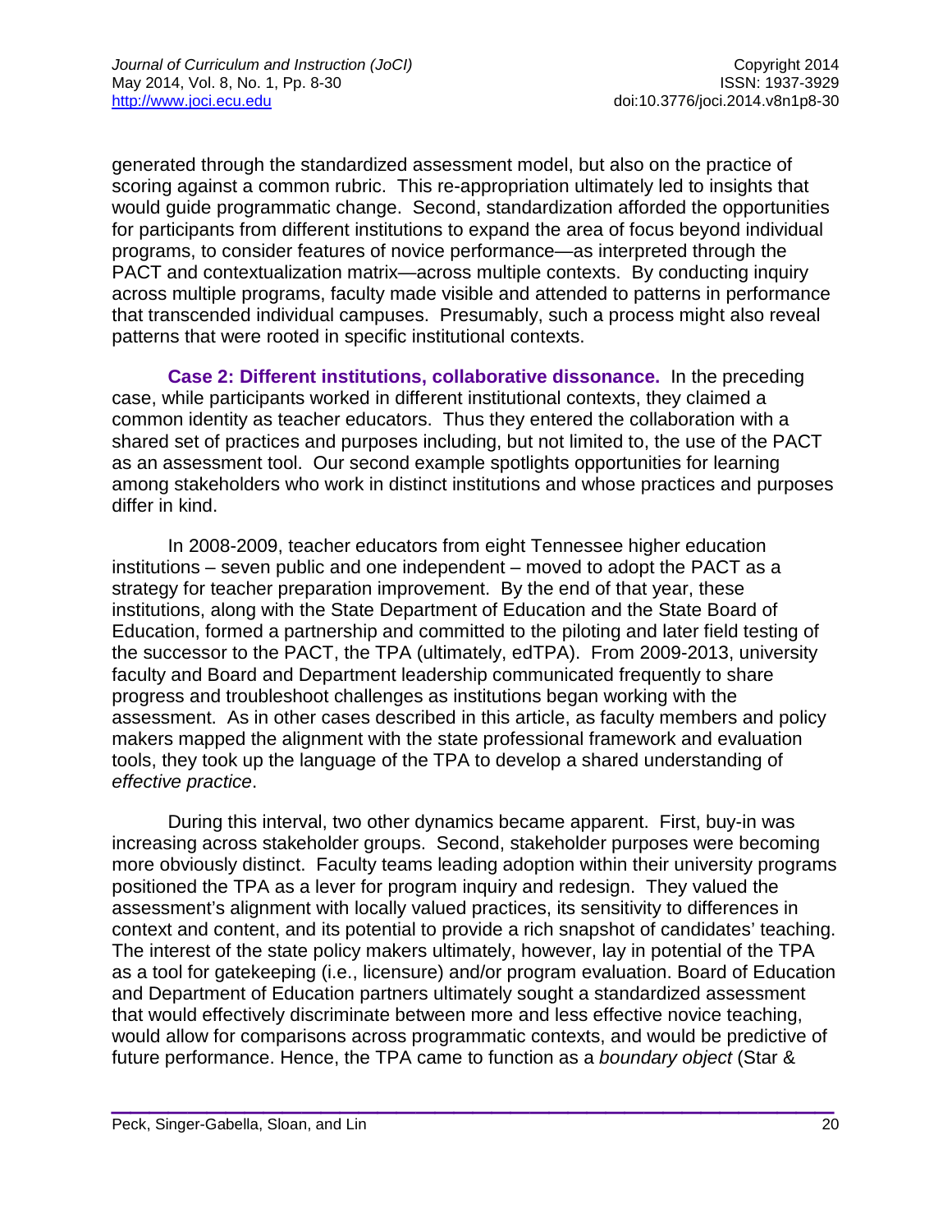generated through the standardized assessment model, but also on the practice of scoring against a common rubric. This re-appropriation ultimately led to insights that would guide programmatic change. Second, standardization afforded the opportunities for participants from different institutions to expand the area of focus beyond individual programs, to consider features of novice performance—as interpreted through the PACT and contextualization matrix—across multiple contexts. By conducting inquiry across multiple programs, faculty made visible and attended to patterns in performance that transcended individual campuses. Presumably, such a process might also reveal patterns that were rooted in specific institutional contexts.

**Case 2: Different institutions, collaborative dissonance.** In the preceding case, while participants worked in different institutional contexts, they claimed a common identity as teacher educators. Thus they entered the collaboration with a shared set of practices and purposes including, but not limited to, the use of the PACT as an assessment tool. Our second example spotlights opportunities for learning among stakeholders who work in distinct institutions and whose practices and purposes differ in kind.

In 2008-2009, teacher educators from eight Tennessee higher education institutions – seven public and one independent – moved to adopt the PACT as a strategy for teacher preparation improvement. By the end of that year, these institutions, along with the State Department of Education and the State Board of Education, formed a partnership and committed to the piloting and later field testing of the successor to the PACT, the TPA (ultimately, edTPA). From 2009-2013, university faculty and Board and Department leadership communicated frequently to share progress and troubleshoot challenges as institutions began working with the assessment. As in other cases described in this article, as faculty members and policy makers mapped the alignment with the state professional framework and evaluation tools, they took up the language of the TPA to develop a shared understanding of *effective practice*.

During this interval, two other dynamics became apparent. First, buy-in was increasing across stakeholder groups. Second, stakeholder purposes were becoming more obviously distinct. Faculty teams leading adoption within their university programs positioned the TPA as a lever for program inquiry and redesign. They valued the assessment's alignment with locally valued practices, its sensitivity to differences in context and content, and its potential to provide a rich snapshot of candidates' teaching. The interest of the state policy makers ultimately, however, lay in potential of the TPA as a tool for gatekeeping (i.e., licensure) and/or program evaluation. Board of Education and Department of Education partners ultimately sought a standardized assessment that would effectively discriminate between more and less effective novice teaching, would allow for comparisons across programmatic contexts, and would be predictive of future performance. Hence, the TPA came to function as a *boundary object* (Star &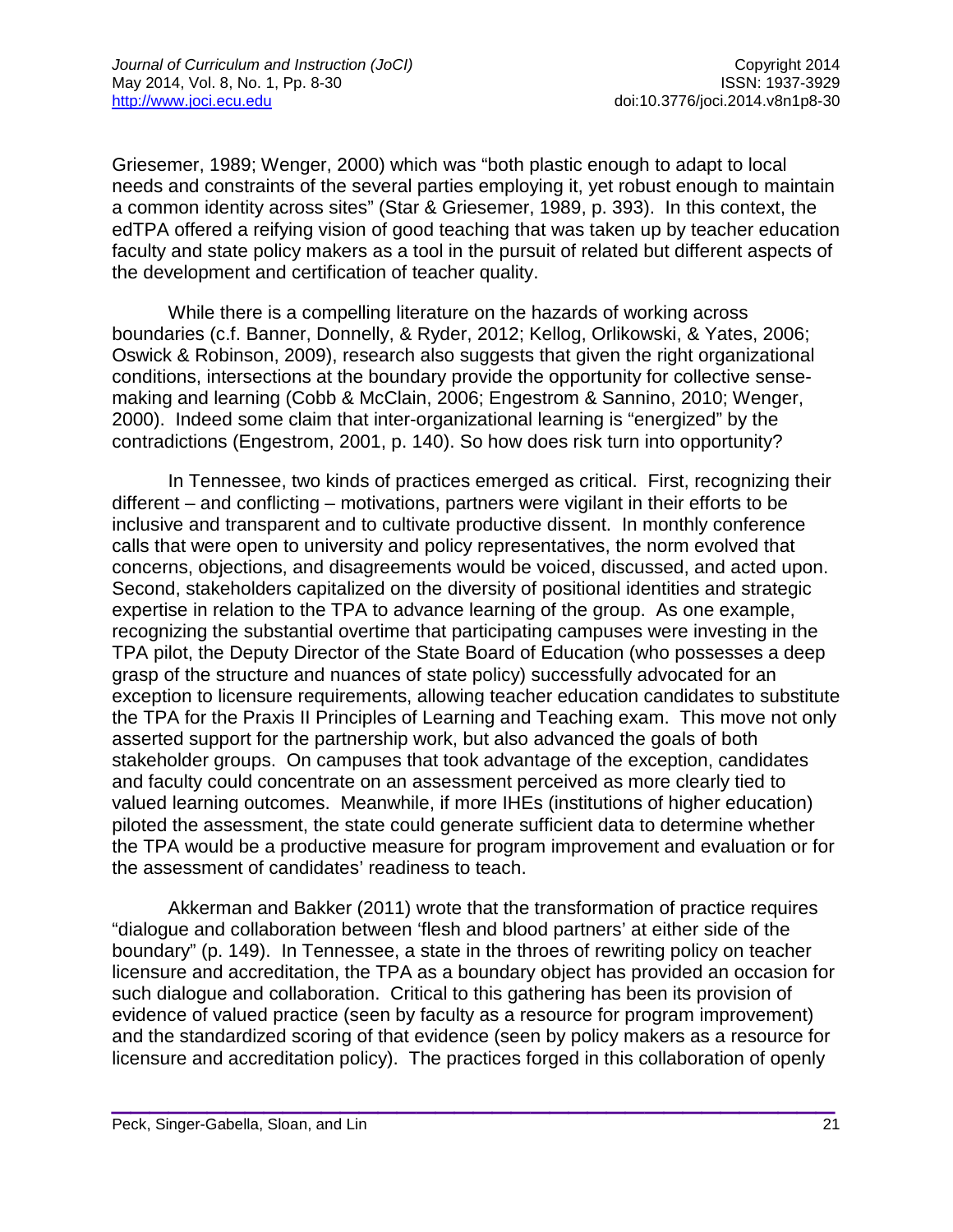Griesemer, 1989; Wenger, 2000) which was "both plastic enough to adapt to local needs and constraints of the several parties employing it, yet robust enough to maintain a common identity across sites" (Star & Griesemer, 1989, p. 393). In this context, the edTPA offered a reifying vision of good teaching that was taken up by teacher education faculty and state policy makers as a tool in the pursuit of related but different aspects of the development and certification of teacher quality.

While there is a compelling literature on the hazards of working across boundaries (c.f. Banner, Donnelly, & Ryder, 2012; Kellog, Orlikowski, & Yates, 2006; Oswick & Robinson, 2009), research also suggests that given the right organizational conditions, intersections at the boundary provide the opportunity for collective sense-making and learning (Cobb & McClain, 2006; Engestrom & Sannino, 2010; Wenger, 2000). Indeed some claim that inter-organizational learning is "energized" by the contradictions (Engestrom, 2001, p. 140). So how does risk turn into opportunity?

In Tennessee, two kinds of practices emerged as critical. First, recognizing their different – and conflicting – motivations, partners were vigilant in their efforts to be inclusive and transparent and to cultivate productive dissent. In monthly conference calls that were open to university and policy representatives, the norm evolved that concerns, objections, and disagreements would be voiced, discussed, and acted upon. Second, stakeholders capitalized on the diversity of positional identities and strategic expertise in relation to the TPA to advance learning of the group. As one example, recognizing the substantial overtime that participating campuses were investing in the TPA pilot, the Deputy Director of the State Board of Education (who possesses a deep grasp of the structure and nuances of state policy) successfully advocated for an exception to licensure requirements, allowing teacher education candidates to substitute the TPA for the Praxis II Principles of Learning and Teaching exam. This move not only asserted support for the partnership work, but also advanced the goals of both stakeholder groups. On campuses that took advantage of the exception, candidates and faculty could concentrate on an assessment perceived as more clearly tied to valued learning outcomes. Meanwhile, if more IHEs (institutions of higher education) piloted the assessment, the state could generate sufficient data to determine whether the TPA would be a productive measure for program improvement and evaluation or for the assessment of candidates' readiness to teach.

Akkerman and Bakker (2011) wrote that the transformation of practice requires "dialogue and collaboration between 'flesh and blood partners' at either side of the boundary" (p. 149). In Tennessee, a state in the throes of rewriting policy on teacher licensure and accreditation, the TPA as a boundary object has provided an occasion for such dialogue and collaboration. Critical to this gathering has been its provision of evidence of valued practice (seen by faculty as a resource for program improvement) and the standardized scoring of that evidence (seen by policy makers as a resource for licensure and accreditation policy). The practices forged in this collaboration of openly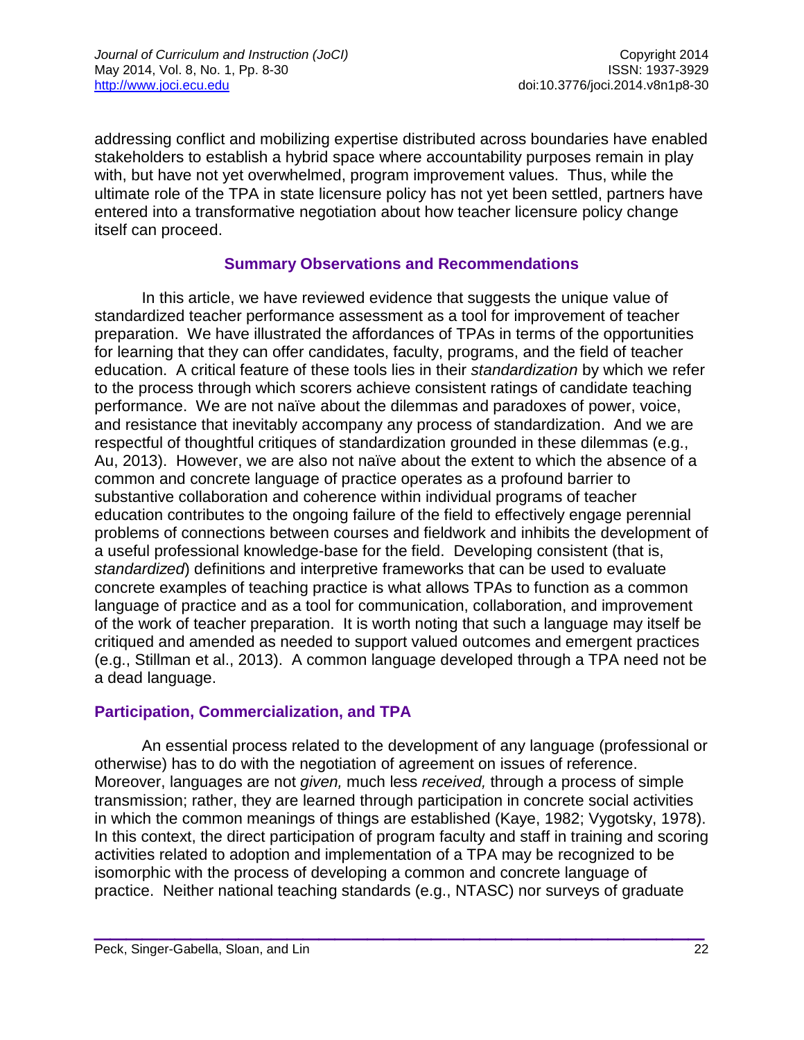addressing conflict and mobilizing expertise distributed across boundaries have enabled stakeholders to establish a hybrid space where accountability purposes remain in play with, but have not yet overwhelmed, program improvement values. Thus, while the ultimate role of the TPA in state licensure policy has not yet been settled, partners have entered into a transformative negotiation about how teacher licensure policy change itself can proceed.

## Summary Observations and Recommendations

In this article, we have reviewed evidence that suggests the unique value of standardized teacher performance assessment as a tool for improvement of teacher preparation. We have illustrated the affordances of TPAs in terms of the opportunities for learning that they can offer candidates, faculty, programs, and the field of teacher education. A critical feature of these tools lies in their *standardization* by which we refer to the process through which scorers achieve consistent ratings of candidate teaching performance. We are not naïve about the dilemmas and paradoxes of power, voice, and resistance that inevitably accompany any process of standardization. And we are respectful of thoughtful critiques of standardization grounded in these dilemmas (e.g., Au, 2013). However, we are also not naïve about the extent to which the absence of a common and concrete language of practice operates as a profound barrier to substantive collaboration and coherence within individual programs of teacher education contributes to the ongoing failure of the field to effectively engage perennial problems of connections between courses and fieldwork and inhibits the development of a useful professional knowledge-base for the field. Developing consistent (that is, *standardized*) definitions and interpretive frameworks that can be used to evaluate concrete examples of teaching practice is what allows TPAs to function as a common language of practice and as a tool for communication, collaboration, and improvement of the work of teacher preparation. It is worth noting that such a language may itself be critiqued and amended as needed to support valued outcomes and emergent practices (e.g., Stillman et al., 2013). A common language developed through a TPA need not be a dead language.

### Participation, Commercialization, and TPA

An essential process related to the development of any language (professional or otherwise) has to do with the negotiation of agreement on issues of reference. Moreover, languages are not *given,* much less *received,* through a process of simple transmission; rather, they are learned through participation in concrete social activities in which the common meanings of things are established (Kaye, 1982; Vygotsky, 1978). In this context, the direct participation of program faculty and staff in training and scoring activities related to adoption and implementation of a TPA may be recognized to be isomorphic with the process of developing a common and concrete language of practice. Neither national teaching standards (e.g., NTASC) nor surveys of graduate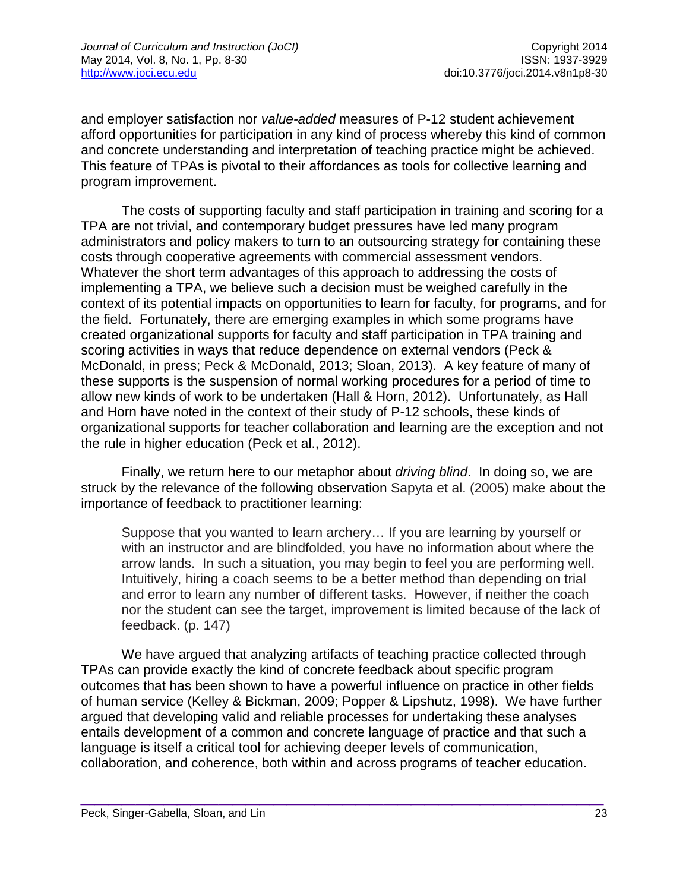and employer satisfaction nor *value-added* measures of P-12 student achievement afford opportunities for participation in any kind of process whereby this kind of common and concrete understanding and interpretation of teaching practice might be achieved. This feature of TPAs is pivotal to their affordances as tools for collective learning and program improvement.

The costs of supporting faculty and staff participation in training and scoring for a TPA are not trivial, and contemporary budget pressures have led many program administrators and policy makers to turn to an outsourcing strategy for containing these costs through cooperative agreements with commercial assessment vendors. Whatever the short term advantages of this approach to addressing the costs of implementing a TPA, we believe such a decision must be weighed carefully in the context of its potential impacts on opportunities to learn for faculty, for programs, and for the field. Fortunately, there are emerging examples in which some programs have created organizational supports for faculty and staff participation in TPA training and scoring activities in ways that reduce dependence on external vendors (Peck & McDonald, in press; Peck & McDonald, 2013; Sloan, 2013). A key feature of many of these supports is the suspension of normal working procedures for a period of time to allow new kinds of work to be undertaken (Hall & Horn, 2012). Unfortunately, as Hall and Horn have noted in the context of their study of P-12 schools, these kinds of organizational supports for teacher collaboration and learning are the exception and not the rule in higher education (Peck et al., 2012).

Finally, we return here to our metaphor about *driving blind*. In doing so, we are struck by the relevance of the following observation Sapyta et al. (2005) make about the importance of feedback to practitioner learning:

> Suppose that you wanted to learn archery… If you are learning by yourself or with an instructor and are blindfolded, you have no information about where the arrow lands. In such a situation, you may begin to feel you are performing well. Intuitively, hiring a coach seems to be a better method than depending on trial and error to learn any number of different tasks. However, if neither the coach nor the student can see the target, improvement is limited because of the lack of feedback. (p. 147)

We have argued that analyzing artifacts of teaching practice collected through TPAs can provide exactly the kind of concrete feedback about specific program outcomes that has been shown to have a powerful influence on practice in other fields of human service (Kelley & Bickman, 2009; Popper & Lipshutz, 1998). We have further argued that developing valid and reliable processes for undertaking these analyses entails development of a common and concrete language of practice and that such a language is itself a critical tool for achieving deeper levels of communication, collaboration, and coherence, both within and across programs of teacher education.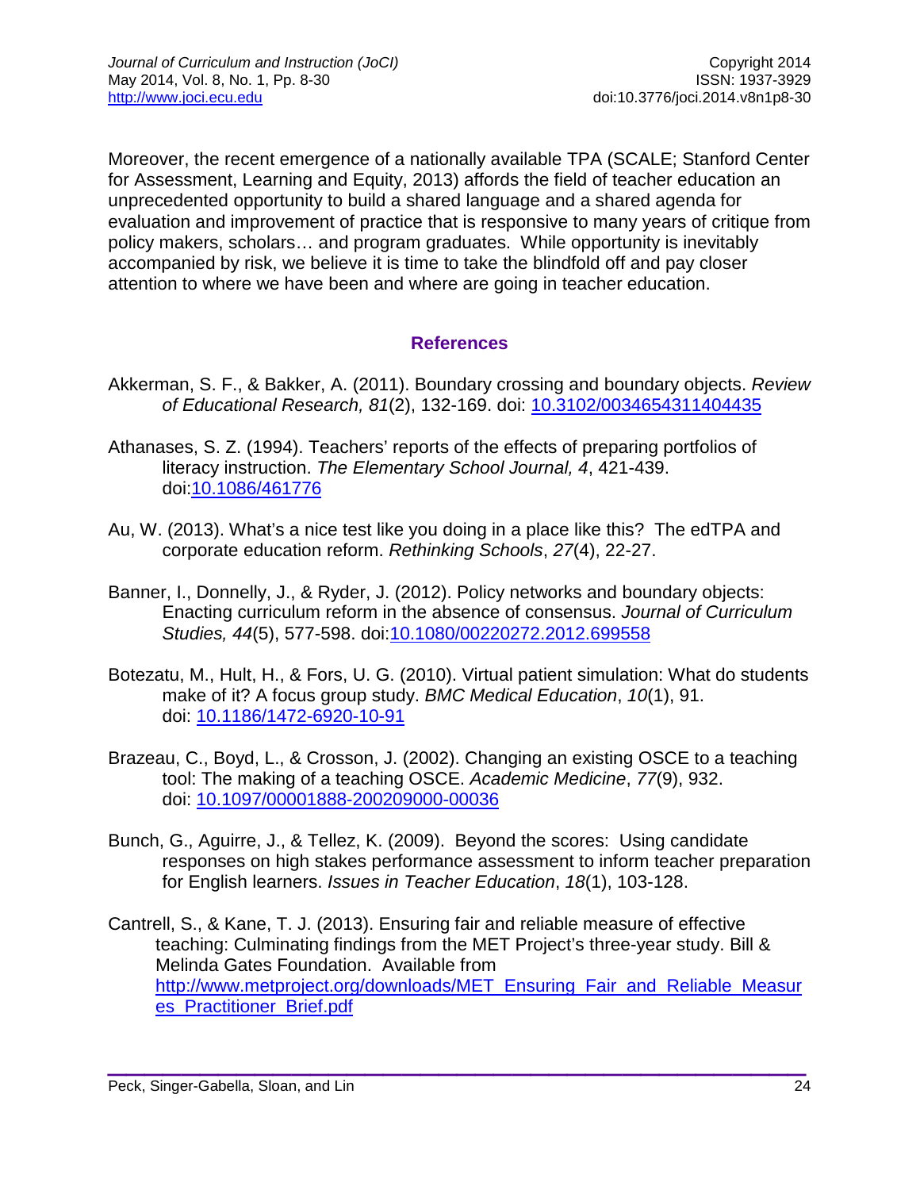Moreover, the recent emergence of a nationally available TPA (SCALE; Stanford Center for Assessment, Learning and Equity, 2013) affords the field of teacher education an unprecedented opportunity to build a shared language and a shared agenda for evaluation and improvement of practice that is responsive to many years of critique from policy makers, scholars… and program graduates. While opportunity is inevitably accompanied by risk, we believe it is time to take the blindfold off and pay closer attention to where we have been and where are going in teacher education.

## References

Akkerman, S. F., & Bakker, A. (2011). Boundary crossing and boundary objects. *Review of Educational Research, 81*(2), 132-169. doi: 10.3102/0034654311404435

Athanases, S. Z. (1994). Teachers' reports of the effects of preparing portfolios of literacy instruction. *The Elementary School Journal, 4*, 421-439. doi:10.1086/461776

Au, W. (2013). What's a nice test like you doing in a place like this? The edTPA and corporate education reform. *Rethinking Schools*, *27*(4), 22-27.

Banner, I., Donnelly, J., & Ryder, J. (2012). Policy networks and boundary objects: Enacting curriculum reform in the absence of consensus. *Journal of Curriculum Studies, 44*(5), 577-598. doi:10.1080/00220272.2012.699558

Botezatu, M., Hult, H., & Fors, U. G. (2010). Virtual patient simulation: What do students make of it? A focus group study. *BMC Medical Education*, *10*(1), 91. doi: 10.1186/1472-6920-10-91

Brazeau, C., Boyd, L., & Crosson, J. (2002). Changing an existing OSCE to a teaching tool: The making of a teaching OSCE. *Academic Medicine*, *77*(9), 932. doi: 10.1097/00001888-200209000-00036

Bunch, G., Aguirre, J., & Tellez, K. (2009). Beyond the scores: Using candidate responses on high stakes performance assessment to inform teacher preparation for English learners. *Issues in Teacher Education*, *18*(1), 103-128.

Cantrell, S., & Kane, T. J. (2013). Ensuring fair and reliable measure of effective teaching: Culminating findings from the MET Project's three-year study. Bill & Melinda Gates Foundation. Available from http://www.metproject.org/downloads/MET_Ensuring_Fair_and_Reliable_Measures_Practitioner_Brief.pdf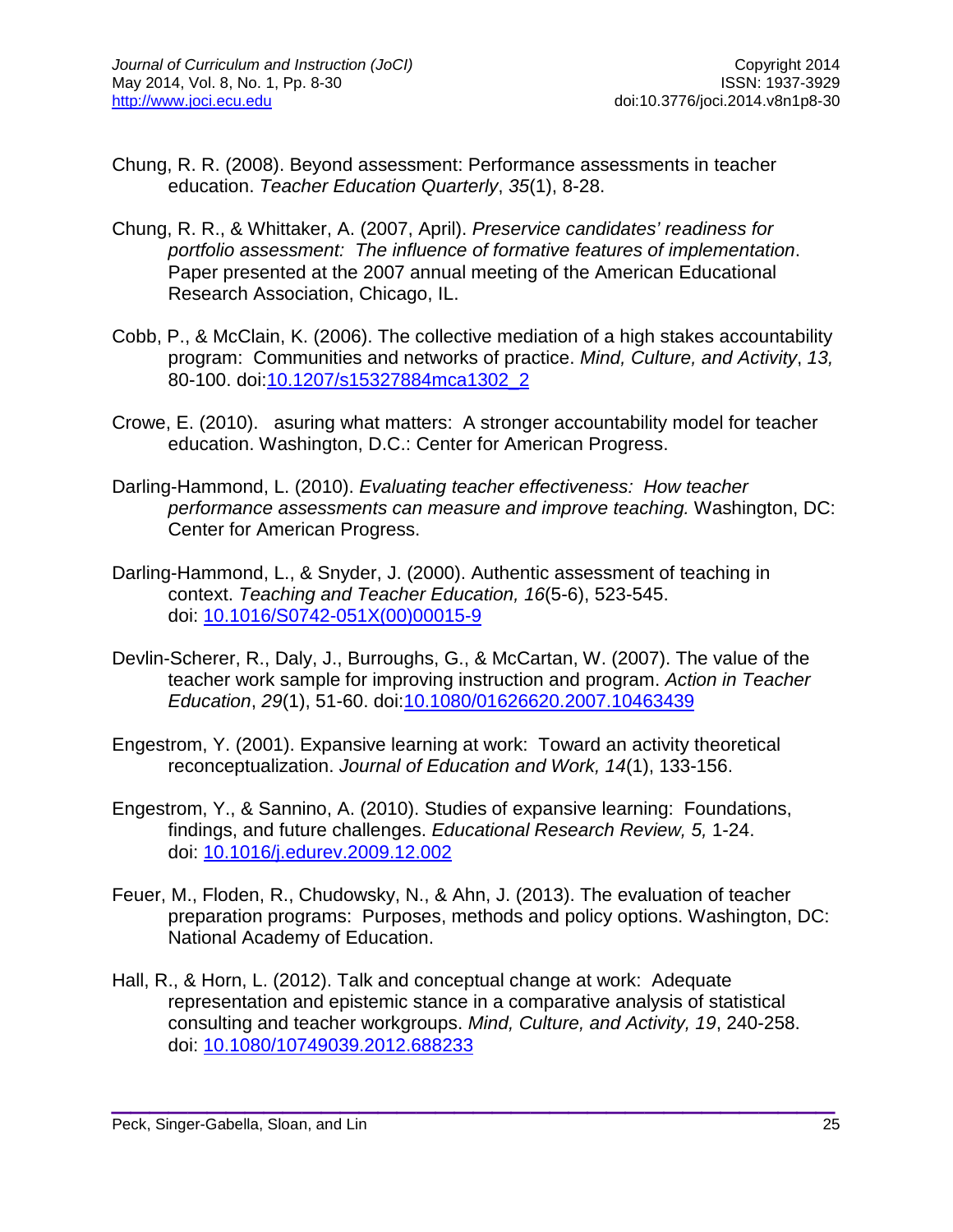Chung, R. R. (2008). Beyond assessment: Performance assessments in teacher education. *Teacher Education Quarterly*, *35*(1), 8-28.

Chung, R. R., & Whittaker, A. (2007, April). *Preservice candidates' readiness for portfolio assessment: The influence of formative features of implementation*. Paper presented at the 2007 annual meeting of the American Educational Research Association, Chicago, IL.

Cobb, P., & McClain, K. (2006). The collective mediation of a high stakes accountability program: Communities and networks of practice. *Mind, Culture, and Activity*, *13,* 80-100. doi:10.1207/s15327884mca1302_2

Crowe, E. (2010). asuring what matters: A stronger accountability model for teacher education. Washington, D.C.: Center for American Progress.

Darling-Hammond, L. (2010). *Evaluating teacher effectiveness: How teacher performance assessments can measure and improve teaching.* Washington, DC: Center for American Progress.

Darling-Hammond, L., & Snyder, J. (2000). Authentic assessment of teaching in context. *Teaching and Teacher Education, 16*(5-6), 523-545. doi: 10.1016/S0742-051X(00)00015-9

Devlin-Scherer, R., Daly, J., Burroughs, G., & McCartan, W. (2007). The value of the teacher work sample for improving instruction and program. *Action in Teacher Education*, *29*(1), 51-60. doi:10.1080/01626620.2007.10463439

Engestrom, Y. (2001). Expansive learning at work: Toward an activity theoretical reconceptualization. *Journal of Education and Work, 14*(1), 133-156.

Engestrom, Y., & Sannino, A. (2010). Studies of expansive learning: Foundations, findings, and future challenges. *Educational Research Review, 5,* 1-24. doi: 10.1016/j.edurev.2009.12.002

Feuer, M., Floden, R., Chudowsky, N., & Ahn, J. (2013). The evaluation of teacher preparation programs: Purposes, methods and policy options. Washington, DC: National Academy of Education.

Hall, R., & Horn, L. (2012). Talk and conceptual change at work: Adequate representation and epistemic stance in a comparative analysis of statistical consulting and teacher workgroups. *Mind, Culture, and Activity, 19*, 240-258. doi: 10.1080/10749039.2012.688233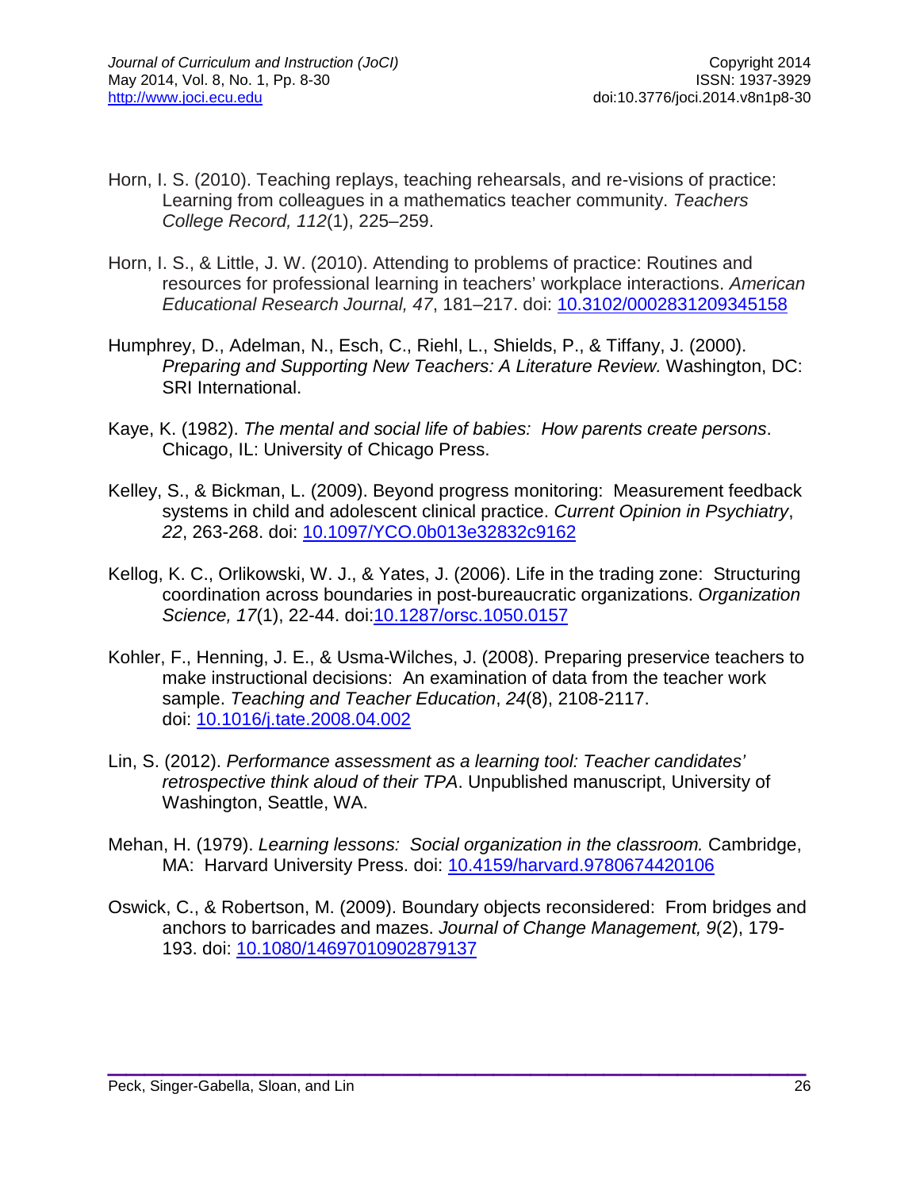Horn, I. S. (2010). Teaching replays, teaching rehearsals, and re-visions of practice: Learning from colleagues in a mathematics teacher community. *Teachers College Record, 112*(1), 225–259.

Horn, I. S., & Little, J. W. (2010). Attending to problems of practice: Routines and resources for professional learning in teachers' workplace interactions. *American Educational Research Journal, 47*, 181–217. doi: [10.3102/0002831209345158](10.3102/0002831209345158)

Humphrey, D., Adelman, N., Esch, C., Riehl, L., Shields, P., & Tiffany, J. (2000). *Preparing and Supporting New Teachers: A Literature Review.* Washington, DC: SRI International.

Kaye, K. (1982). *The mental and social life of babies: How parents create persons*. Chicago, IL: University of Chicago Press.

Kelley, S., & Bickman, L. (2009). Beyond progress monitoring: Measurement feedback systems in child and adolescent clinical practice. *Current Opinion in Psychiatry*, *22*, 263-268. doi: [10.1097/YCO.0b013e32832c9162](10.1097/YCO.0b013e32832c9162)

Kellog, K. C., Orlikowski, W. J., & Yates, J. (2006). Life in the trading zone: Structuring coordination across boundaries in post-bureaucratic organizations. *Organization Science, 17*(1), 22-44. doi:[10.1287/orsc.1050.0157](10.1287/orsc.1050.0157)

Kohler, F., Henning, J. E., & Usma-Wilches, J. (2008). Preparing preservice teachers to make instructional decisions: An examination of data from the teacher work sample. *Teaching and Teacher Education*, *24*(8), 2108-2117. doi: [10.1016/j.tate.2008.04.002](10.1016/j.tate.2008.04.002)

Lin, S. (2012). *Performance assessment as a learning tool: Teacher candidates' retrospective think aloud of their TPA*. Unpublished manuscript, University of Washington, Seattle, WA.

Mehan, H. (1979). *Learning lessons: Social organization in the classroom.* Cambridge, MA: Harvard University Press. doi: [10.4159/harvard.9780674420106](10.4159/harvard.9780674420106)

Oswick, C., & Robertson, M. (2009). Boundary objects reconsidered: From bridges and anchors to barricades and mazes. *Journal of Change Management, 9*(2), 179-193. doi: [10.1080/14697010902879137](10.1080/14697010902879137)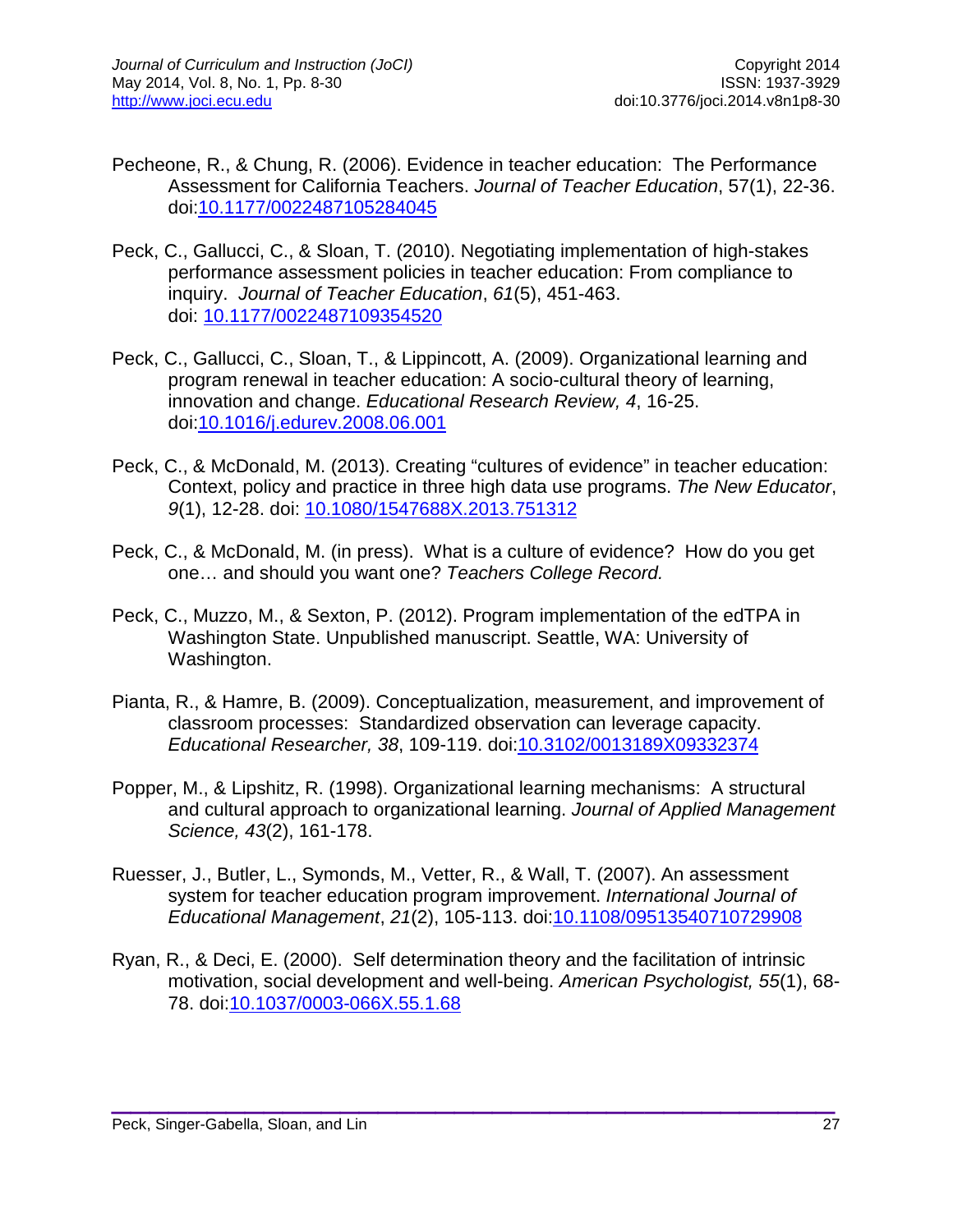Pecheone, R., & Chung, R. (2006). Evidence in teacher education: The Performance Assessment for California Teachers. *Journal of Teacher Education*, 57(1), 22-36. doi:10.1177/0022487105284045

Peck, C., Gallucci, C., & Sloan, T. (2010). Negotiating implementation of high-stakes performance assessment policies in teacher education: From compliance to inquiry. *Journal of Teacher Education*, *61*(5), 451-463. doi: 10.1177/0022487109354520

Peck, C., Gallucci, C., Sloan, T., & Lippincott, A. (2009). Organizational learning and program renewal in teacher education: A socio-cultural theory of learning, innovation and change. *Educational Research Review, 4*, 16-25. doi:10.1016/j.edurev.2008.06.001

Peck, C., & McDonald, M. (2013). Creating "cultures of evidence" in teacher education: Context, policy and practice in three high data use programs. *The New Educator*, *9*(1), 12-28. doi: 10.1080/1547688X.2013.751312

Peck, C., & McDonald, M. (in press). What is a culture of evidence? How do you get one… and should you want one? *Teachers College Record.*

Peck, C., Muzzo, M., & Sexton, P. (2012). Program implementation of the edTPA in Washington State. Unpublished manuscript. Seattle, WA: University of Washington.

Pianta, R., & Hamre, B. (2009). Conceptualization, measurement, and improvement of classroom processes: Standardized observation can leverage capacity. *Educational Researcher, 38*, 109-119. doi:10.3102/0013189X09332374

Popper, M., & Lipshitz, R. (1998). Organizational learning mechanisms: A structural and cultural approach to organizational learning. *Journal of Applied Management Science, 43*(2), 161-178.

Ruesser, J., Butler, L., Symonds, M., Vetter, R., & Wall, T. (2007). An assessment system for teacher education program improvement. *International Journal of Educational Management*, *21*(2), 105-113. doi:10.1108/09513540710729908

Ryan, R., & Deci, E. (2000). Self determination theory and the facilitation of intrinsic motivation, social development and well-being. *American Psychologist, 55*(1), 68-78. doi:10.1037/0003-066X.55.1.68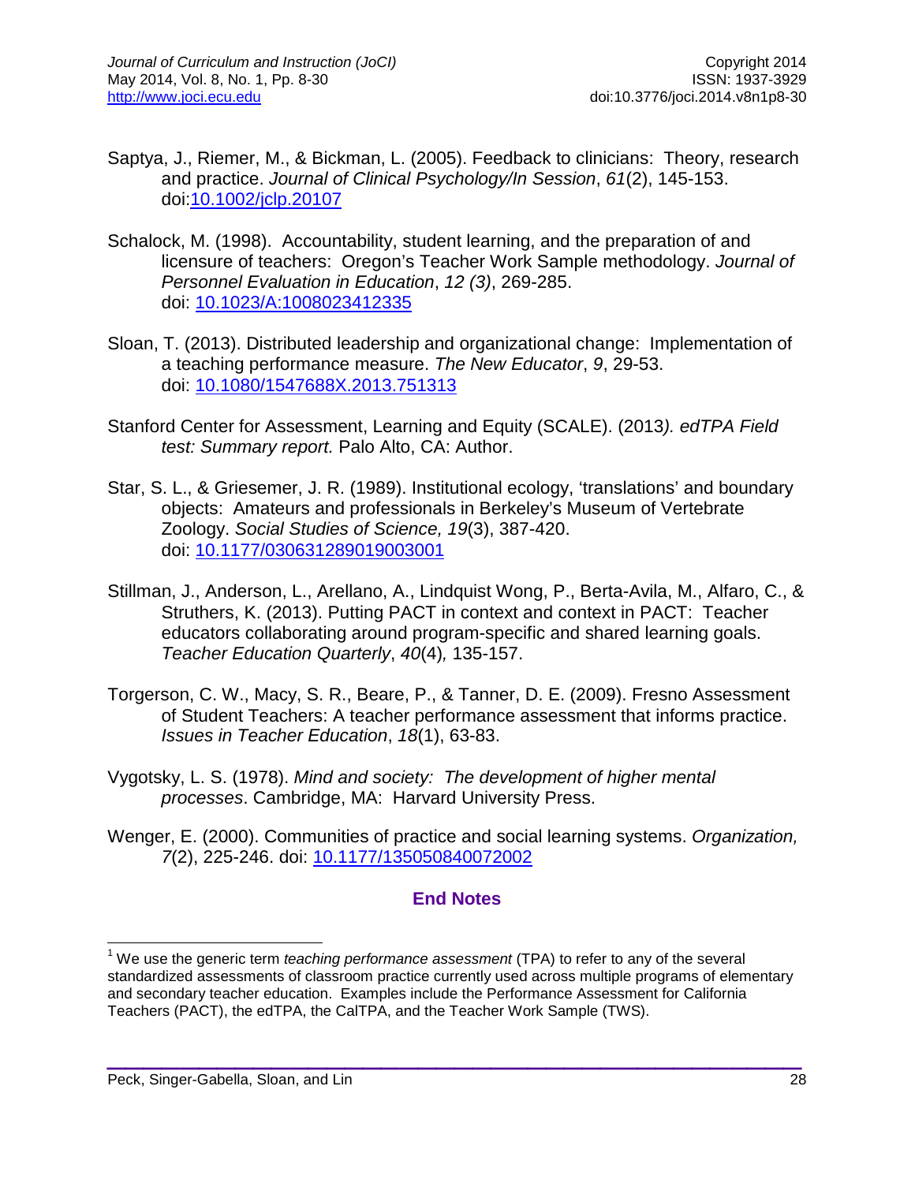Saptya, J., Riemer, M., & Bickman, L. (2005). Feedback to clinicians: Theory, research and practice. *Journal of Clinical Psychology/In Session*, *61*(2), 145-153. doi:10.1002/jclp.20107

Schalock, M. (1998). Accountability, student learning, and the preparation of and licensure of teachers: Oregon's Teacher Work Sample methodology. *Journal of Personnel Evaluation in Education*, *12 (3)*, 269-285. doi: 10.1023/A:1008023412335

Sloan, T. (2013). Distributed leadership and organizational change: Implementation of a teaching performance measure. *The New Educator*, *9*, 29-53. doi: 10.1080/1547688X.2013.751313

Stanford Center for Assessment, Learning and Equity (SCALE). (2013*). edTPA Field test: Summary report.* Palo Alto, CA: Author.

Star, S. L., & Griesemer, J. R. (1989). Institutional ecology, 'translations' and boundary objects: Amateurs and professionals in Berkeley's Museum of Vertebrate Zoology. *Social Studies of Science, 19*(3), 387-420. doi: 10.1177/030631289019003001

Stillman, J., Anderson, L., Arellano, A., Lindquist Wong, P., Berta-Avila, M., Alfaro, C., & Struthers, K. (2013). Putting PACT in context and context in PACT: Teacher educators collaborating around program-specific and shared learning goals. *Teacher Education Quarterly*, *40*(4)*,* 135-157.

Torgerson, C. W., Macy, S. R., Beare, P., & Tanner, D. E. (2009). Fresno Assessment of Student Teachers: A teacher performance assessment that informs practice. *Issues in Teacher Education*, *18*(1), 63-83.

Vygotsky, L. S. (1978). *Mind and society: The development of higher mental processes*. Cambridge, MA: Harvard University Press.

Wenger, E. (2000). Communities of practice and social learning systems. *Organization, 7*(2), 225-246. doi: 10.1177/135050840072002

## End Notes

[1] We use the generic term *teaching performance assessment* (TPA) to refer to any of the several standardized assessments of classroom practice currently used across multiple programs of elementary and secondary teacher education. Examples include the Performance Assessment for California Teachers (PACT), the edTPA, the CalTPA, and the Teacher Work Sample (TWS).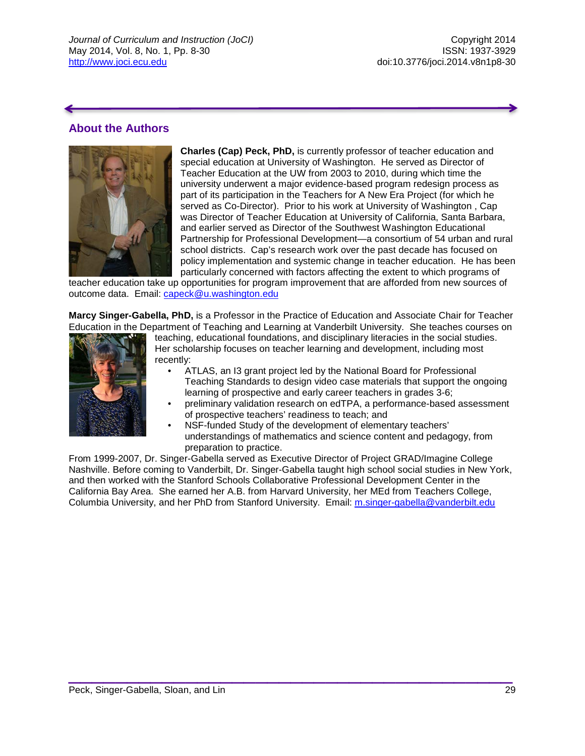## About the Authors

**Charles (Cap) Peck, PhD,** is currently professor of teacher education and special education at University of Washington. He served as Director of Teacher Education at the UW from 2003 to 2010, during which time the university underwent a major evidence-based program redesign process as part of its participation in the Teachers for A New Era Project (for which he served as Co-Director). Prior to his work at University of Washington , Cap was Director of Teacher Education at University of California, Santa Barbara, and earlier served as Director of the Southwest Washington Educational Partnership for Professional Development—a consortium of 54 urban and rural school districts. Cap's research work over the past decade has focused on policy implementation and systemic change in teacher education. He has been particularly concerned with factors affecting the extent to which programs of teacher education take up opportunities for program improvement that are afforded from new sources of outcome data. Email: capeck@u.washington.edu

**Marcy Singer-Gabella, PhD,** is a Professor in the Practice of Education and Associate Chair for Teacher Education in the Department of Teaching and Learning at Vanderbilt University. She teaches courses on teaching, educational foundations, and disciplinary literacies in the social studies. Her scholarship focuses on teacher learning and development, including most recently:

- ATLAS, an I3 grant project led by the National Board for Professional Teaching Standards to design video case materials that support the ongoing learning of prospective and early career teachers in grades 3-6;
- preliminary validation research on edTPA, a performance-based assessment of prospective teachers' readiness to teach; and
- NSF-funded Study of the development of elementary teachers' understandings of mathematics and science content and pedagogy, from preparation to practice.

From 1999-2007, Dr. Singer-Gabella served as Executive Director of Project GRAD/Imagine College Nashville. Before coming to Vanderbilt, Dr. Singer-Gabella taught high school social studies in New York, and then worked with the Stanford Schools Collaborative Professional Development Center in the California Bay Area. She earned her A.B. from Harvard University, her MEd from Teachers College, Columbia University, and her PhD from Stanford University. Email: m.singer-gabella@vanderbilt.edu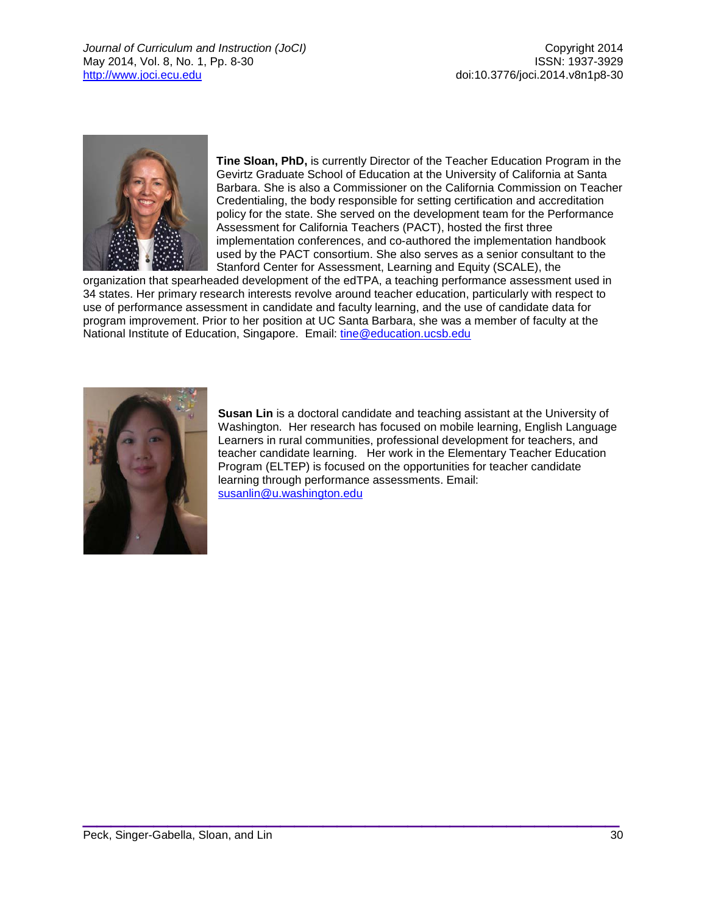**Tine Sloan, PhD,** is currently Director of the Teacher Education Program in the Gevirtz Graduate School of Education at the University of California at Santa Barbara. She is also a Commissioner on the California Commission on Teacher Credentialing, the body responsible for setting certification and accreditation policy for the state. She served on the development team for the Performance Assessment for California Teachers (PACT), hosted the first three implementation conferences, and co-authored the implementation handbook used by the PACT consortium. She also serves as a senior consultant to the Stanford Center for Assessment, Learning and Equity (SCALE), the organization that spearheaded development of the edTPA, a teaching performance assessment used in 34 states. Her primary research interests revolve around teacher education, particularly with respect to use of performance assessment in candidate and faculty learning, and the use of candidate data for program improvement. Prior to her position at UC Santa Barbara, she was a member of faculty at the National Institute of Education, Singapore. Email: tine@education.ucsb.edu

**Susan Lin** is a doctoral candidate and teaching assistant at the University of Washington. Her research has focused on mobile learning, English Language Learners in rural communities, professional development for teachers, and teacher candidate learning. Her work in the Elementary Teacher Education Program (ELTEP) is focused on the opportunities for teacher candidate learning through performance assessments. Email: susanlin@u.washington.edu